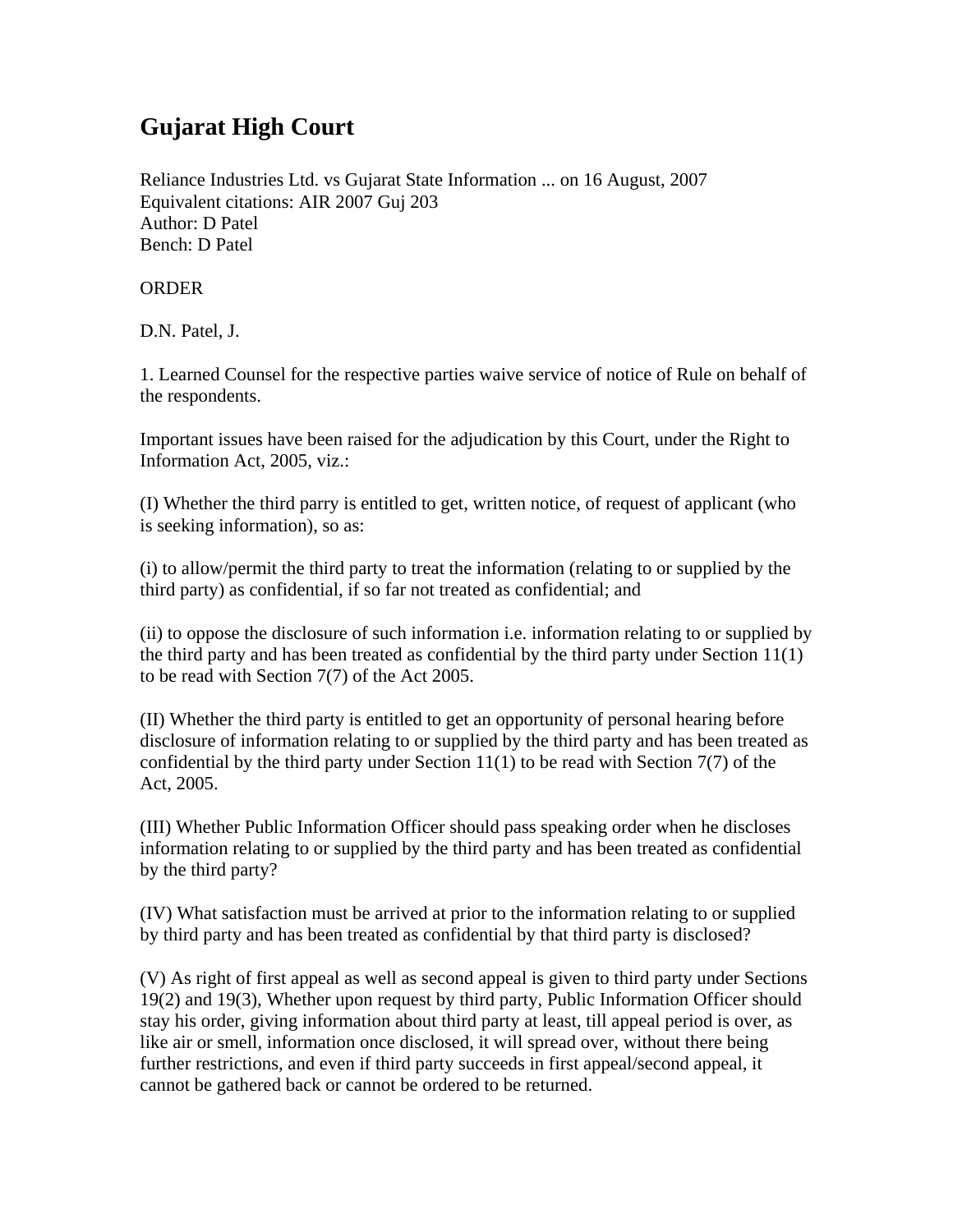# Gujarat High Court

Reliance Industries Ltd. vs Gujarat State Information ... on 16 August, 2007
Equivalent citations: AIR 2007 Guj 203
Author: D Patel
Bench: D Patel

ORDER

D.N. Patel, J.

1. Learned Counsel for the respective parties waive service of notice of Rule on behalf of the respondents.

Important issues have been raised for the adjudication by this Court, under the Right to Information Act, 2005, viz.:

(I) Whether the third parry is entitled to get, written notice, of request of applicant (who is seeking information), so as:

(i) to allow/permit the third party to treat the information (relating to or supplied by the third party) as confidential, if so far not treated as confidential; and

(ii) to oppose the disclosure of such information i.e. information relating to or supplied by the third party and has been treated as confidential by the third party under Section 11(1) to be read with Section 7(7) of the Act 2005.

(II) Whether the third party is entitled to get an opportunity of personal hearing before disclosure of information relating to or supplied by the third party and has been treated as confidential by the third party under Section 11(1) to be read with Section 7(7) of the Act, 2005.

(III) Whether Public Information Officer should pass speaking order when he discloses information relating to or supplied by the third party and has been treated as confidential by the third party?

(IV) What satisfaction must be arrived at prior to the information relating to or supplied by third party and has been treated as confidential by that third party is disclosed?

(V) As right of first appeal as well as second appeal is given to third party under Sections 19(2) and 19(3), Whether upon request by third party, Public Information Officer should stay his order, giving information about third party at least, till appeal period is over, as like air or smell, information once disclosed, it will spread over, without there being further restrictions, and even if third party succeeds in first appeal/second appeal, it cannot be gathered back or cannot be ordered to be returned.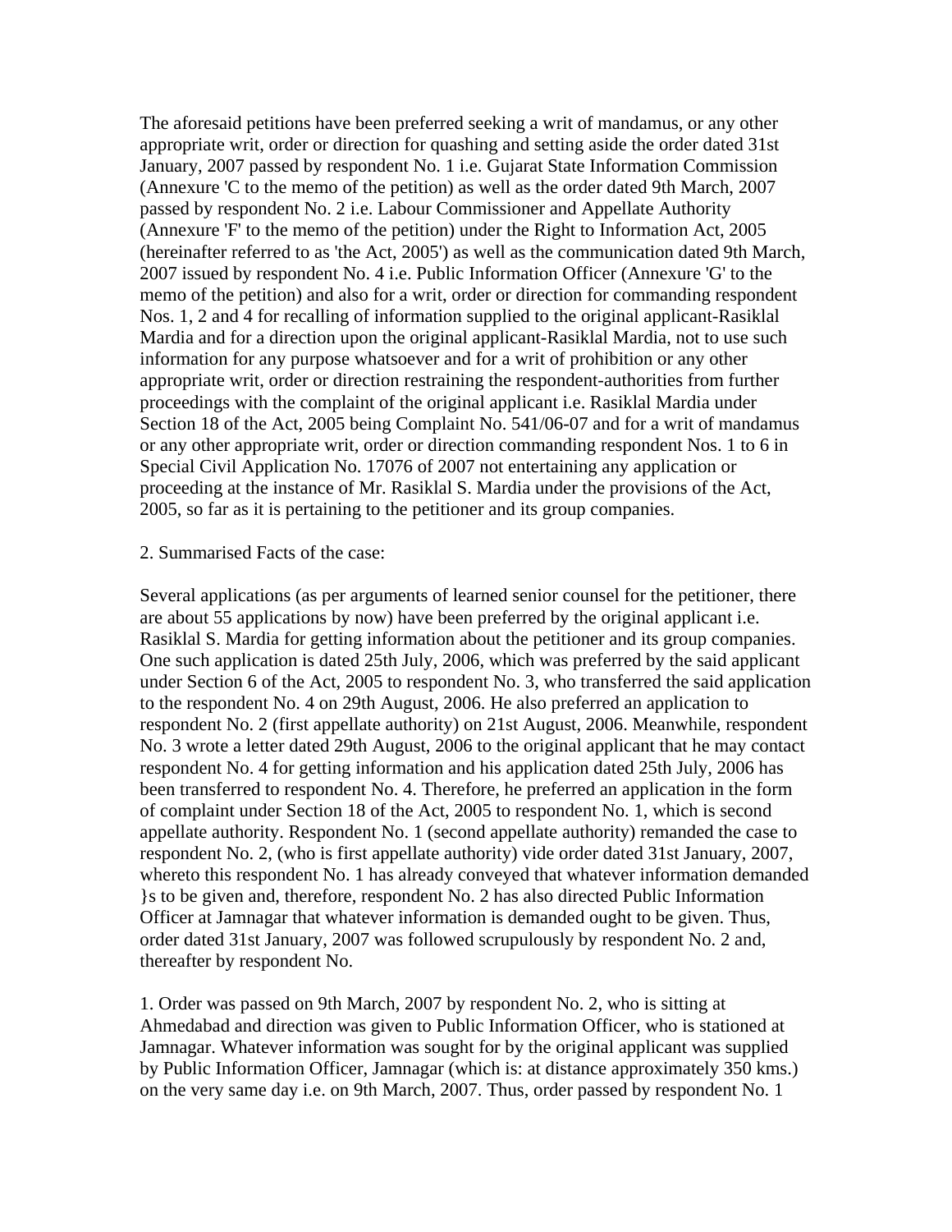The aforesaid petitions have been preferred seeking a writ of mandamus, or any other appropriate writ, order or direction for quashing and setting aside the order dated 31st January, 2007 passed by respondent No. 1 i.e. Gujarat State Information Commission (Annexure 'C to the memo of the petition) as well as the order dated 9th March, 2007 passed by respondent No. 2 i.e. Labour Commissioner and Appellate Authority (Annexure 'F' to the memo of the petition) under the Right to Information Act, 2005 (hereinafter referred to as 'the Act, 2005') as well as the communication dated 9th March, 2007 issued by respondent No. 4 i.e. Public Information Officer (Annexure 'G' to the memo of the petition) and also for a writ, order or direction for commanding respondent Nos. 1, 2 and 4 for recalling of information supplied to the original applicant-Rasiklal Mardia and for a direction upon the original applicant-Rasiklal Mardia, not to use such information for any purpose whatsoever and for a writ of prohibition or any other appropriate writ, order or direction restraining the respondent-authorities from further proceedings with the complaint of the original applicant i.e. Rasiklal Mardia under Section 18 of the Act, 2005 being Complaint No. 541/06-07 and for a writ of mandamus or any other appropriate writ, order or direction commanding respondent Nos. 1 to 6 in Special Civil Application No. 17076 of 2007 not entertaining any application or proceeding at the instance of Mr. Rasiklal S. Mardia under the provisions of the Act, 2005, so far as it is pertaining to the petitioner and its group companies.

2. Summarised Facts of the case:

Several applications (as per arguments of learned senior counsel for the petitioner, there are about 55 applications by now) have been preferred by the original applicant i.e. Rasiklal S. Mardia for getting information about the petitioner and its group companies. One such application is dated 25th July, 2006, which was preferred by the said applicant under Section 6 of the Act, 2005 to respondent No. 3, who transferred the said application to the respondent No. 4 on 29th August, 2006. He also preferred an application to respondent No. 2 (first appellate authority) on 21st August, 2006. Meanwhile, respondent No. 3 wrote a letter dated 29th August, 2006 to the original applicant that he may contact respondent No. 4 for getting information and his application dated 25th July, 2006 has been transferred to respondent No. 4. Therefore, he preferred an application in the form of complaint under Section 18 of the Act, 2005 to respondent No. 1, which is second appellate authority. Respondent No. 1 (second appellate authority) remanded the case to respondent No. 2, (who is first appellate authority) vide order dated 31st January, 2007, whereto this respondent No. 1 has already conveyed that whatever information demanded }s to be given and, therefore, respondent No. 2 has also directed Public Information Officer at Jamnagar that whatever information is demanded ought to be given. Thus, order dated 31st January, 2007 was followed scrupulously by respondent No. 2 and, thereafter by respondent No.

1. Order was passed on 9th March, 2007 by respondent No. 2, who is sitting at Ahmedabad and direction was given to Public Information Officer, who is stationed at Jamnagar. Whatever information was sought for by the original applicant was supplied by Public Information Officer, Jamnagar (which is: at distance approximately 350 kms.) on the very same day i.e. on 9th March, 2007. Thus, order passed by respondent No. 1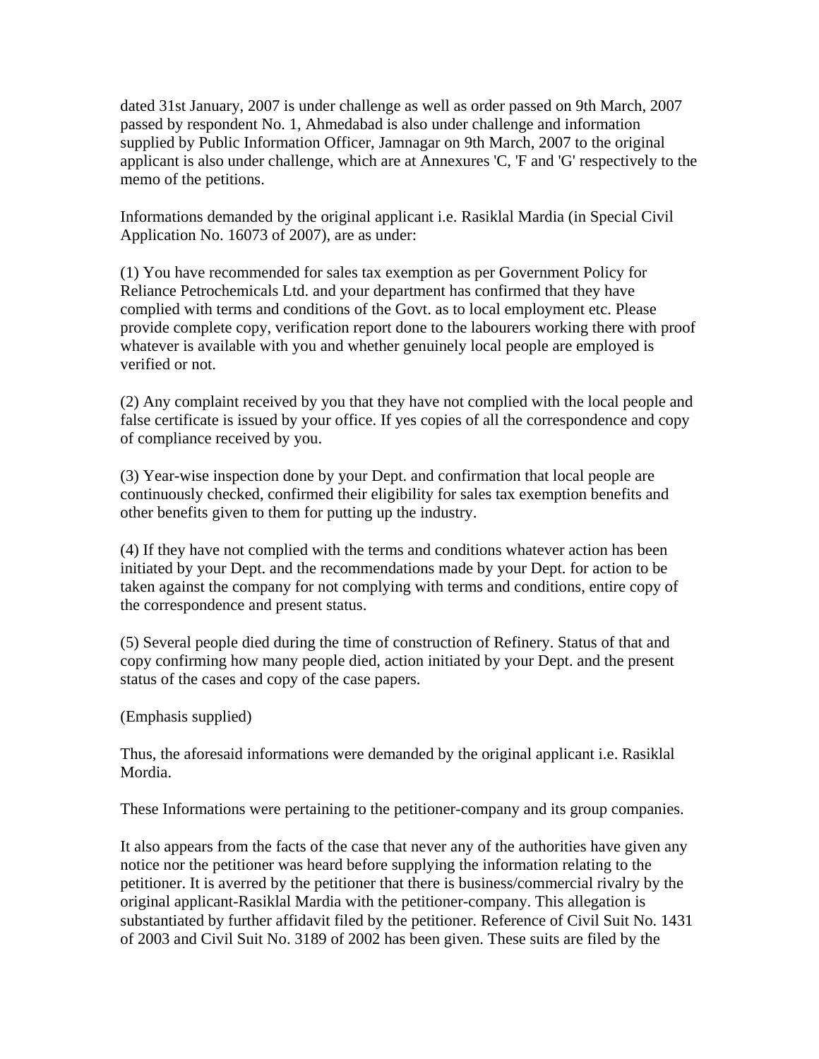dated 31st January, 2007 is under challenge as well as order passed on 9th March, 2007 passed by respondent No. 1, Ahmedabad is also under challenge and information supplied by Public Information Officer, Jamnagar on 9th March, 2007 to the original applicant is also under challenge, which are at Annexures 'C, 'F and 'G' respectively to the memo of the petitions.

Informations demanded by the original applicant i.e. Rasiklal Mardia (in Special Civil Application No. 16073 of 2007), are as under:

(1) You have recommended for sales tax exemption as per Government Policy for Reliance Petrochemicals Ltd. and your department has confirmed that they have complied with terms and conditions of the Govt. as to local employment etc. Please provide complete copy, verification report done to the labourers working there with proof whatever is available with you and whether genuinely local people are employed is verified or not.

(2) Any complaint received by you that they have not complied with the local people and false certificate is issued by your office. If yes copies of all the correspondence and copy of compliance received by you.

(3) Year-wise inspection done by your Dept. and confirmation that local people are continuously checked, confirmed their eligibility for sales tax exemption benefits and other benefits given to them for putting up the industry.

(4) If they have not complied with the terms and conditions whatever action has been initiated by your Dept. and the recommendations made by your Dept. for action to be taken against the company for not complying with terms and conditions, entire copy of the correspondence and present status.

(5) Several people died during the time of construction of Refinery. Status of that and copy confirming how many people died, action initiated by your Dept. and the present status of the cases and copy of the case papers.

(Emphasis supplied)

Thus, the aforesaid informations were demanded by the original applicant i.e. Rasiklal Mordia.

These Informations were pertaining to the petitioner-company and its group companies.

It also appears from the facts of the case that never any of the authorities have given any notice nor the petitioner was heard before supplying the information relating to the petitioner. It is averred by the petitioner that there is business/commercial rivalry by the original applicant-Rasiklal Mardia with the petitioner-company. This allegation is substantiated by further affidavit filed by the petitioner. Reference of Civil Suit No. 1431 of 2003 and Civil Suit No. 3189 of 2002 has been given. These suits are filed by the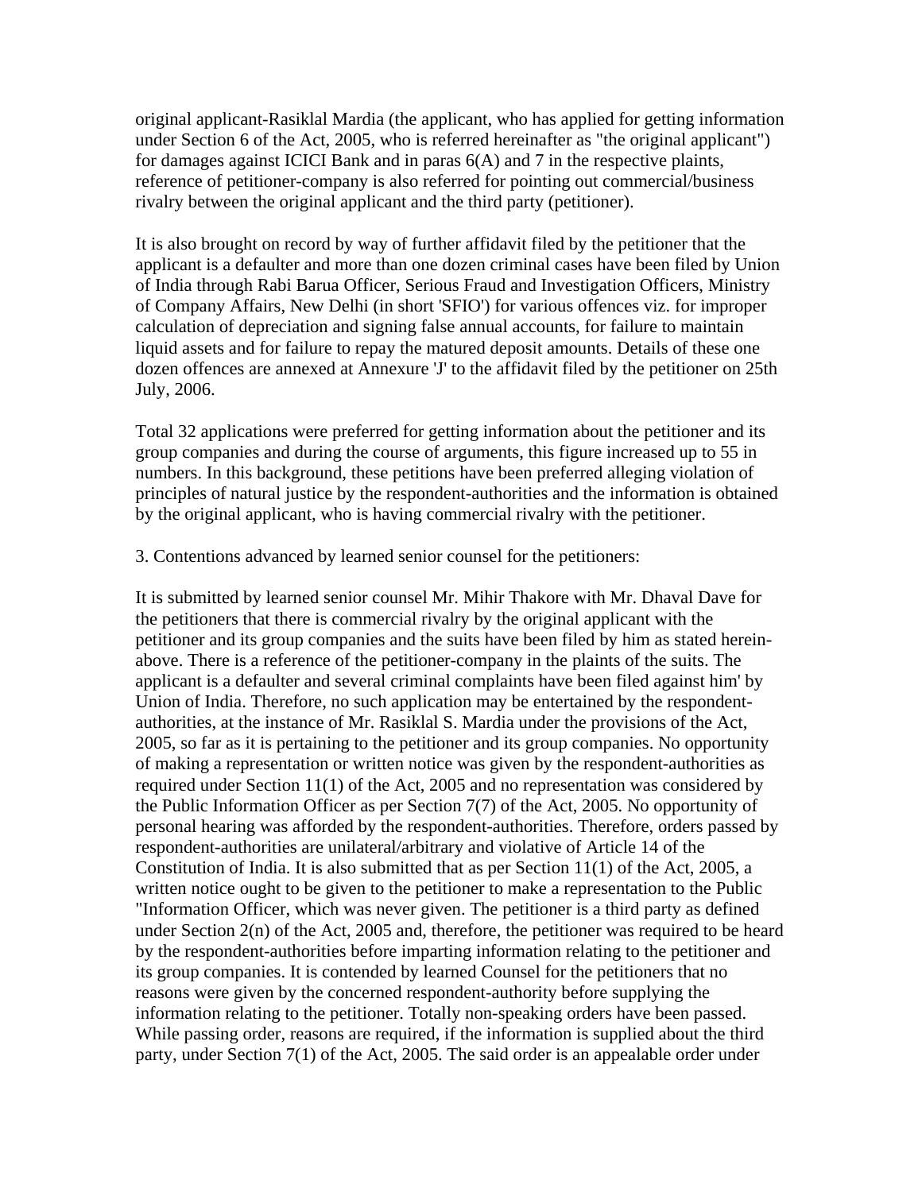original applicant-Rasiklal Mardia (the applicant, who has applied for getting information under Section 6 of the Act, 2005, who is referred hereinafter as "the original applicant") for damages against ICICI Bank and in paras 6(A) and 7 in the respective plaints, reference of petitioner-company is also referred for pointing out commercial/business rivalry between the original applicant and the third party (petitioner).

It is also brought on record by way of further affidavit filed by the petitioner that the applicant is a defaulter and more than one dozen criminal cases have been filed by Union of India through Rabi Barua Officer, Serious Fraud and Investigation Officers, Ministry of Company Affairs, New Delhi (in short 'SFIO') for various offences viz. for improper calculation of depreciation and signing false annual accounts, for failure to maintain liquid assets and for failure to repay the matured deposit amounts. Details of these one dozen offences are annexed at Annexure 'J' to the affidavit filed by the petitioner on 25th July, 2006.

Total 32 applications were preferred for getting information about the petitioner and its group companies and during the course of arguments, this figure increased up to 55 in numbers. In this background, these petitions have been preferred alleging violation of principles of natural justice by the respondent-authorities and the information is obtained by the original applicant, who is having commercial rivalry with the petitioner.

3. Contentions advanced by learned senior counsel for the petitioners:

It is submitted by learned senior counsel Mr. Mihir Thakore with Mr. Dhaval Dave for the petitioners that there is commercial rivalry by the original applicant with the petitioner and its group companies and the suits have been filed by him as stated herein-above. There is a reference of the petitioner-company in the plaints of the suits. The applicant is a defaulter and several criminal complaints have been filed against him' by Union of India. Therefore, no such application may be entertained by the respondent-authorities, at the instance of Mr. Rasiklal S. Mardia under the provisions of the Act, 2005, so far as it is pertaining to the petitioner and its group companies. No opportunity of making a representation or written notice was given by the respondent-authorities as required under Section 11(1) of the Act, 2005 and no representation was considered by the Public Information Officer as per Section 7(7) of the Act, 2005. No opportunity of personal hearing was afforded by the respondent-authorities. Therefore, orders passed by respondent-authorities are unilateral/arbitrary and violative of Article 14 of the Constitution of India. It is also submitted that as per Section 11(1) of the Act, 2005, a written notice ought to be given to the petitioner to make a representation to the Public "Information Officer, which was never given. The petitioner is a third party as defined under Section 2(n) of the Act, 2005 and, therefore, the petitioner was required to be heard by the respondent-authorities before imparting information relating to the petitioner and its group companies. It is contended by learned Counsel for the petitioners that no reasons were given by the concerned respondent-authority before supplying the information relating to the petitioner. Totally non-speaking orders have been passed. While passing order, reasons are required, if the information is supplied about the third party, under Section 7(1) of the Act, 2005. The said order is an appealable order under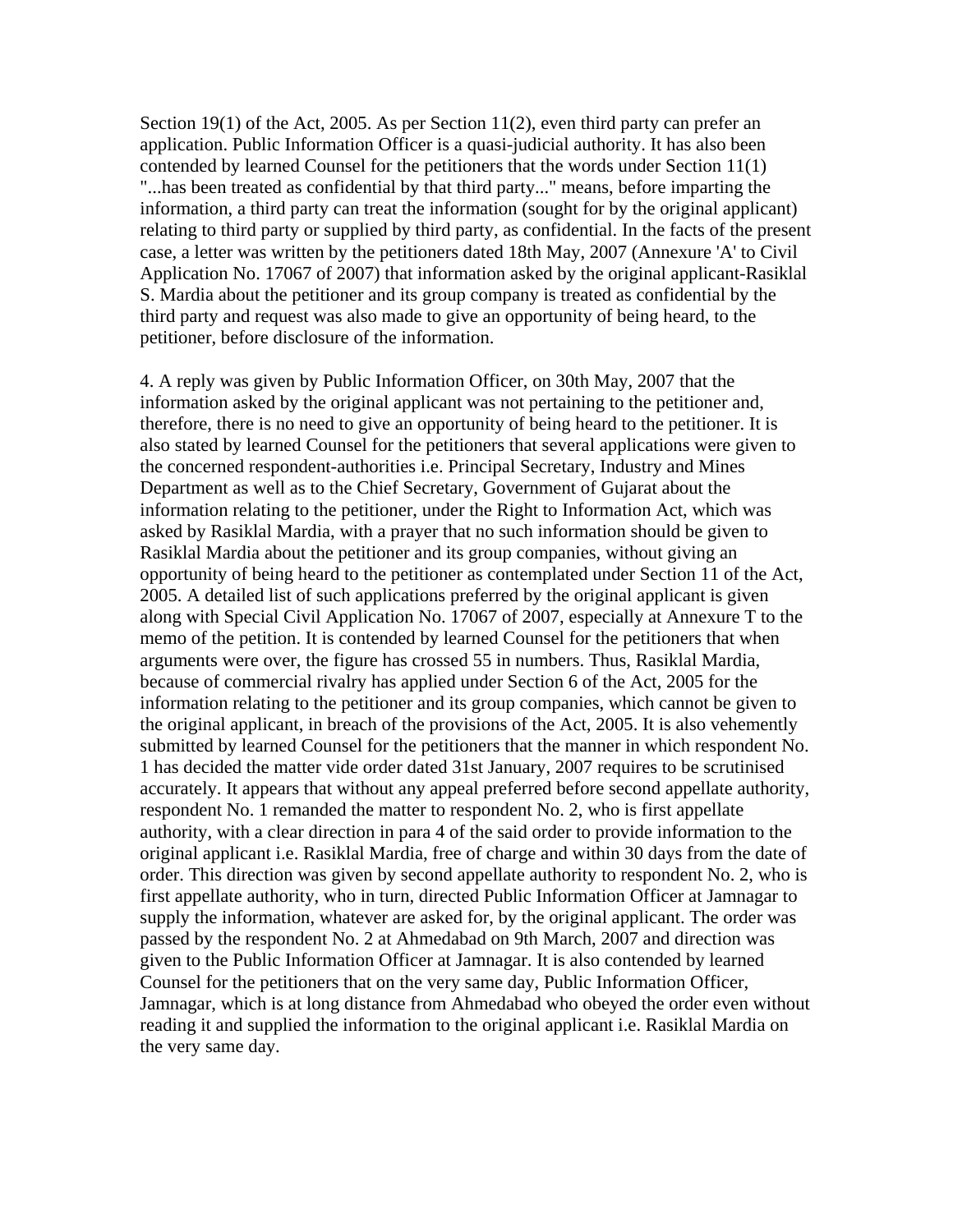Section 19(1) of the Act, 2005. As per Section 11(2), even third party can prefer an application. Public Information Officer is a quasi-judicial authority. It has also been contended by learned Counsel for the petitioners that the words under Section 11(1) "...has been treated as confidential by that third party..." means, before imparting the information, a third party can treat the information (sought for by the original applicant) relating to third party or supplied by third party, as confidential. In the facts of the present case, a letter was written by the petitioners dated 18th May, 2007 (Annexure 'A' to Civil Application No. 17067 of 2007) that information asked by the original applicant-Rasiklal S. Mardia about the petitioner and its group company is treated as confidential by the third party and request was also made to give an opportunity of being heard, to the petitioner, before disclosure of the information.

4. A reply was given by Public Information Officer, on 30th May, 2007 that the information asked by the original applicant was not pertaining to the petitioner and, therefore, there is no need to give an opportunity of being heard to the petitioner. It is also stated by learned Counsel for the petitioners that several applications were given to the concerned respondent-authorities i.e. Principal Secretary, Industry and Mines Department as well as to the Chief Secretary, Government of Gujarat about the information relating to the petitioner, under the Right to Information Act, which was asked by Rasiklal Mardia, with a prayer that no such information should be given to Rasiklal Mardia about the petitioner and its group companies, without giving an opportunity of being heard to the petitioner as contemplated under Section 11 of the Act, 2005. A detailed list of such applications preferred by the original applicant is given along with Special Civil Application No. 17067 of 2007, especially at Annexure T to the memo of the petition. It is contended by learned Counsel for the petitioners that when arguments were over, the figure has crossed 55 in numbers. Thus, Rasiklal Mardia, because of commercial rivalry has applied under Section 6 of the Act, 2005 for the information relating to the petitioner and its group companies, which cannot be given to the original applicant, in breach of the provisions of the Act, 2005. It is also vehemently submitted by learned Counsel for the petitioners that the manner in which respondent No. 1 has decided the matter vide order dated 31st January, 2007 requires to be scrutinised accurately. It appears that without any appeal preferred before second appellate authority, respondent No. 1 remanded the matter to respondent No. 2, who is first appellate authority, with a clear direction in para 4 of the said order to provide information to the original applicant i.e. Rasiklal Mardia, free of charge and within 30 days from the date of order. This direction was given by second appellate authority to respondent No. 2, who is first appellate authority, who in turn, directed Public Information Officer at Jamnagar to supply the information, whatever are asked for, by the original applicant. The order was passed by the respondent No. 2 at Ahmedabad on 9th March, 2007 and direction was given to the Public Information Officer at Jamnagar. It is also contended by learned Counsel for the petitioners that on the very same day, Public Information Officer, Jamnagar, which is at long distance from Ahmedabad who obeyed the order even without reading it and supplied the information to the original applicant i.e. Rasiklal Mardia on the very same day.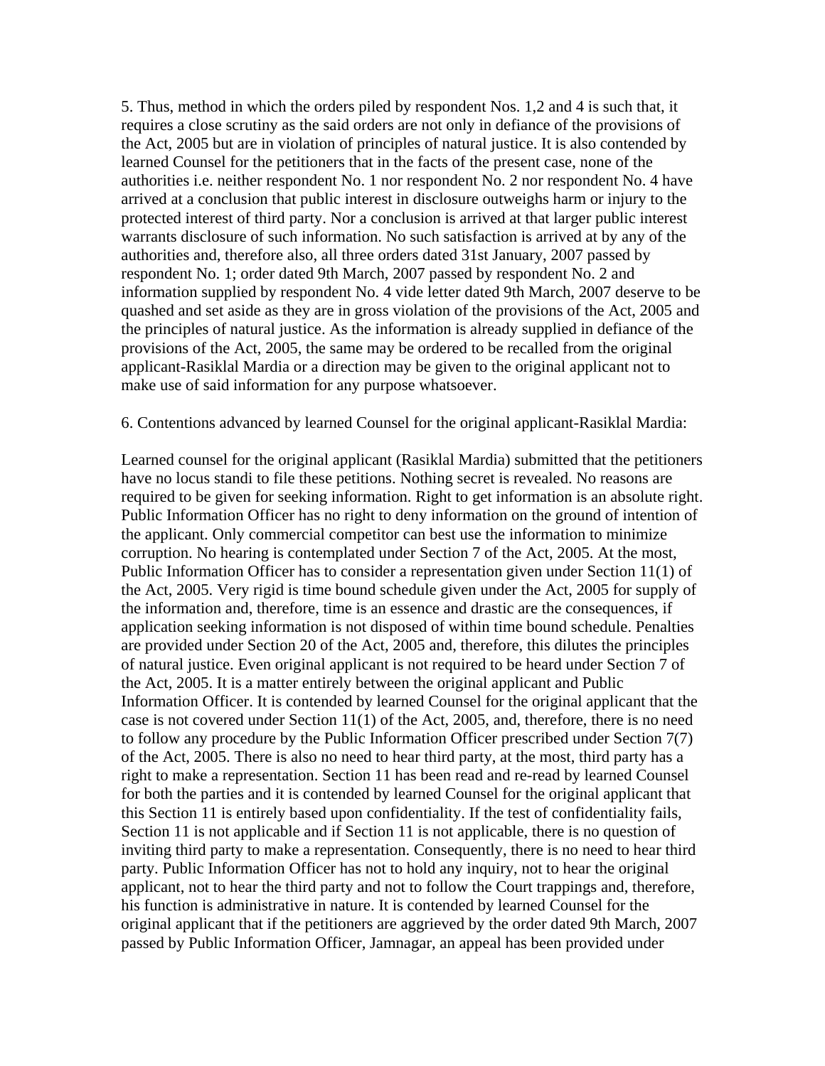5. Thus, method in which the orders piled by respondent Nos. 1,2 and 4 is such that, it requires a close scrutiny as the said orders are not only in defiance of the provisions of the Act, 2005 but are in violation of principles of natural justice. It is also contended by learned Counsel for the petitioners that in the facts of the present case, none of the authorities i.e. neither respondent No. 1 nor respondent No. 2 nor respondent No. 4 have arrived at a conclusion that public interest in disclosure outweighs harm or injury to the protected interest of third party. Nor a conclusion is arrived at that larger public interest warrants disclosure of such information. No such satisfaction is arrived at by any of the authorities and, therefore also, all three orders dated 31st January, 2007 passed by respondent No. 1; order dated 9th March, 2007 passed by respondent No. 2 and information supplied by respondent No. 4 vide letter dated 9th March, 2007 deserve to be quashed and set aside as they are in gross violation of the provisions of the Act, 2005 and the principles of natural justice. As the information is already supplied in defiance of the provisions of the Act, 2005, the same may be ordered to be recalled from the original applicant-Rasiklal Mardia or a direction may be given to the original applicant not to make use of said information for any purpose whatsoever.

6. Contentions advanced by learned Counsel for the original applicant-Rasiklal Mardia:

Learned counsel for the original applicant (Rasiklal Mardia) submitted that the petitioners have no locus standi to file these petitions. Nothing secret is revealed. No reasons are required to be given for seeking information. Right to get information is an absolute right. Public Information Officer has no right to deny information on the ground of intention of the applicant. Only commercial competitor can best use the information to minimize corruption. No hearing is contemplated under Section 7 of the Act, 2005. At the most, Public Information Officer has to consider a representation given under Section 11(1) of the Act, 2005. Very rigid is time bound schedule given under the Act, 2005 for supply of the information and, therefore, time is an essence and drastic are the consequences, if application seeking information is not disposed of within time bound schedule. Penalties are provided under Section 20 of the Act, 2005 and, therefore, this dilutes the principles of natural justice. Even original applicant is not required to be heard under Section 7 of the Act, 2005. It is a matter entirely between the original applicant and Public Information Officer. It is contended by learned Counsel for the original applicant that the case is not covered under Section 11(1) of the Act, 2005, and, therefore, there is no need to follow any procedure by the Public Information Officer prescribed under Section 7(7) of the Act, 2005. There is also no need to hear third party, at the most, third party has a right to make a representation. Section 11 has been read and re-read by learned Counsel for both the parties and it is contended by learned Counsel for the original applicant that this Section 11 is entirely based upon confidentiality. If the test of confidentiality fails, Section 11 is not applicable and if Section 11 is not applicable, there is no question of inviting third party to make a representation. Consequently, there is no need to hear third party. Public Information Officer has not to hold any inquiry, not to hear the original applicant, not to hear the third party and not to follow the Court trappings and, therefore, his function is administrative in nature. It is contended by learned Counsel for the original applicant that if the petitioners are aggrieved by the order dated 9th March, 2007 passed by Public Information Officer, Jamnagar, an appeal has been provided under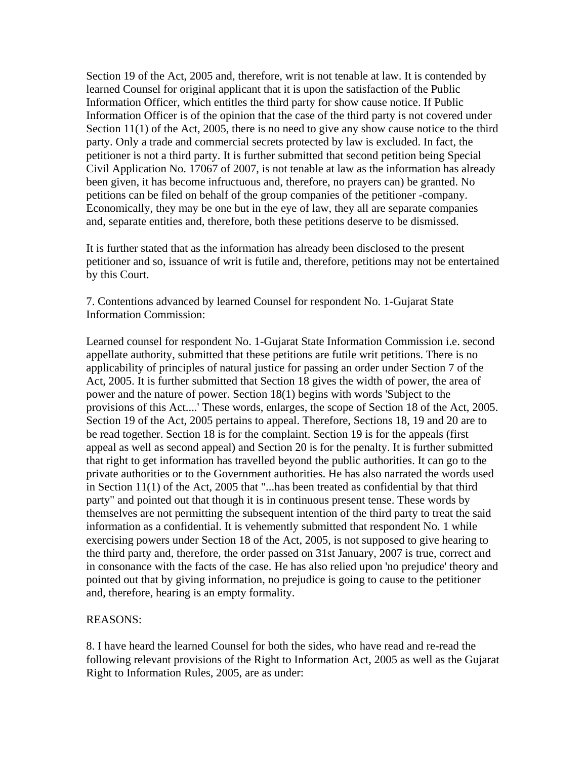Section 19 of the Act, 2005 and, therefore, writ is not tenable at law. It is contended by learned Counsel for original applicant that it is upon the satisfaction of the Public Information Officer, which entitles the third party for show cause notice. If Public Information Officer is of the opinion that the case of the third party is not covered under Section 11(1) of the Act, 2005, there is no need to give any show cause notice to the third party. Only a trade and commercial secrets protected by law is excluded. In fact, the petitioner is not a third party. It is further submitted that second petition being Special Civil Application No. 17067 of 2007, is not tenable at law as the information has already been given, it has become infructuous and, therefore, no prayers can) be granted. No petitions can be filed on behalf of the group companies of the petitioner -company. Economically, they may be one but in the eye of law, they all are separate companies and, separate entities and, therefore, both these petitions deserve to be dismissed.

It is further stated that as the information has already been disclosed to the present petitioner and so, issuance of writ is futile and, therefore, petitions may not be entertained by this Court.

7. Contentions advanced by learned Counsel for respondent No. 1-Gujarat State Information Commission:

Learned counsel for respondent No. 1-Gujarat State Information Commission i.e. second appellate authority, submitted that these petitions are futile writ petitions. There is no applicability of principles of natural justice for passing an order under Section 7 of the Act, 2005. It is further submitted that Section 18 gives the width of power, the area of power and the nature of power. Section 18(1) begins with words 'Subject to the provisions of this Act....' These words, enlarges, the scope of Section 18 of the Act, 2005. Section 19 of the Act, 2005 pertains to appeal. Therefore, Sections 18, 19 and 20 are to be read together. Section 18 is for the complaint. Section 19 is for the appeals (first appeal as well as second appeal) and Section 20 is for the penalty. It is further submitted that right to get information has travelled beyond the public authorities. It can go to the private authorities or to the Government authorities. He has also narrated the words used in Section 11(1) of the Act, 2005 that "...has been treated as confidential by that third party" and pointed out that though it is in continuous present tense. These words by themselves are not permitting the subsequent intention of the third party to treat the said information as a confidential. It is vehemently submitted that respondent No. 1 while exercising powers under Section 18 of the Act, 2005, is not supposed to give hearing to the third party and, therefore, the order passed on 31st January, 2007 is true, correct and in consonance with the facts of the case. He has also relied upon 'no prejudice' theory and pointed out that by giving information, no prejudice is going to cause to the petitioner and, therefore, hearing is an empty formality.

REASONS:

8. I have heard the learned Counsel for both the sides, who have read and re-read the following relevant provisions of the Right to Information Act, 2005 as well as the Gujarat Right to Information Rules, 2005, are as under: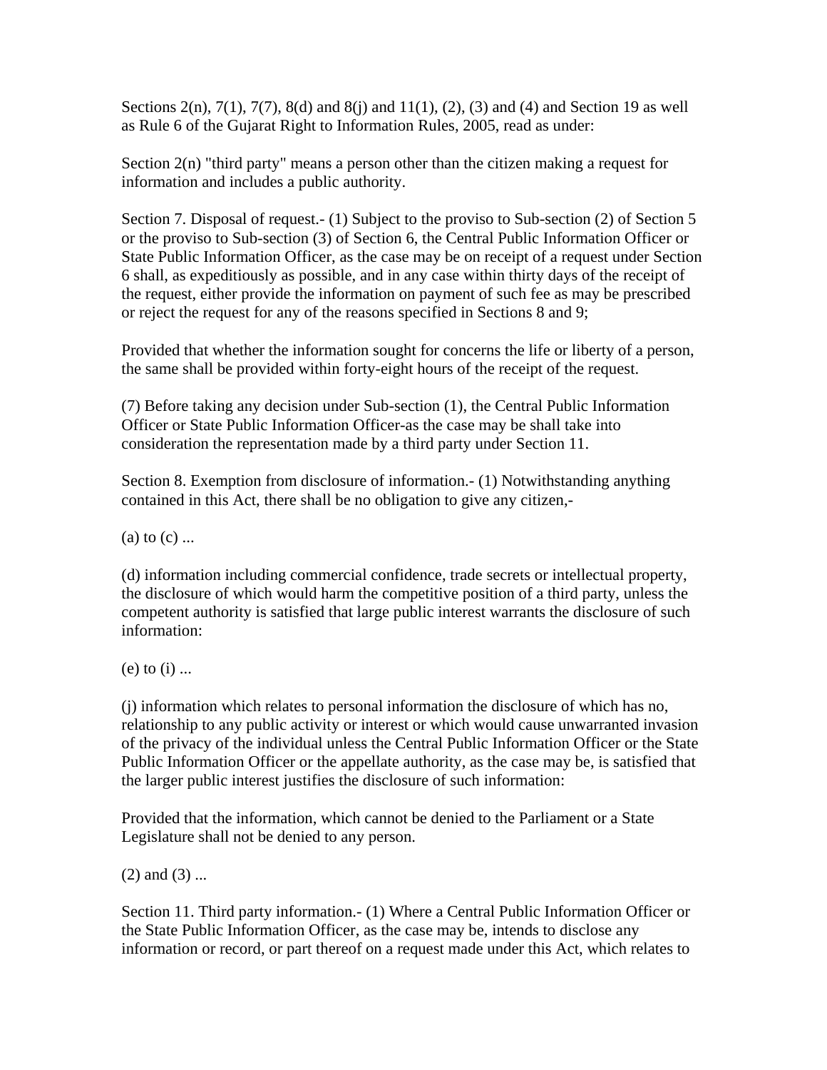Sections 2(n), 7(1), 7(7), 8(d) and 8(j) and 11(1), (2), (3) and (4) and Section 19 as well as Rule 6 of the Gujarat Right to Information Rules, 2005, read as under:

Section 2(n) "third party" means a person other than the citizen making a request for information and includes a public authority.

Section 7. Disposal of request.- (1) Subject to the proviso to Sub-section (2) of Section 5 or the proviso to Sub-section (3) of Section 6, the Central Public Information Officer or State Public Information Officer, as the case may be on receipt of a request under Section 6 shall, as expeditiously as possible, and in any case within thirty days of the receipt of the request, either provide the information on payment of such fee as may be prescribed or reject the request for any of the reasons specified in Sections 8 and 9;

Provided that whether the information sought for concerns the life or liberty of a person, the same shall be provided within forty-eight hours of the receipt of the request.

(7) Before taking any decision under Sub-section (1), the Central Public Information Officer or State Public Information Officer-as the case may be shall take into consideration the representation made by a third party under Section 11.

Section 8. Exemption from disclosure of information.- (1) Notwithstanding anything contained in this Act, there shall be no obligation to give any citizen,-

(a) to (c) ...

(d) information including commercial confidence, trade secrets or intellectual property, the disclosure of which would harm the competitive position of a third party, unless the competent authority is satisfied that large public interest warrants the disclosure of such information:

(e) to (i) ...

(j) information which relates to personal information the disclosure of which has no, relationship to any public activity or interest or which would cause unwarranted invasion of the privacy of the individual unless the Central Public Information Officer or the State Public Information Officer or the appellate authority, as the case may be, is satisfied that the larger public interest justifies the disclosure of such information:

Provided that the information, which cannot be denied to the Parliament or a State Legislature shall not be denied to any person.

(2) and (3) ...

Section 11. Third party information.- (1) Where a Central Public Information Officer or the State Public Information Officer, as the case may be, intends to disclose any information or record, or part thereof on a request made under this Act, which relates to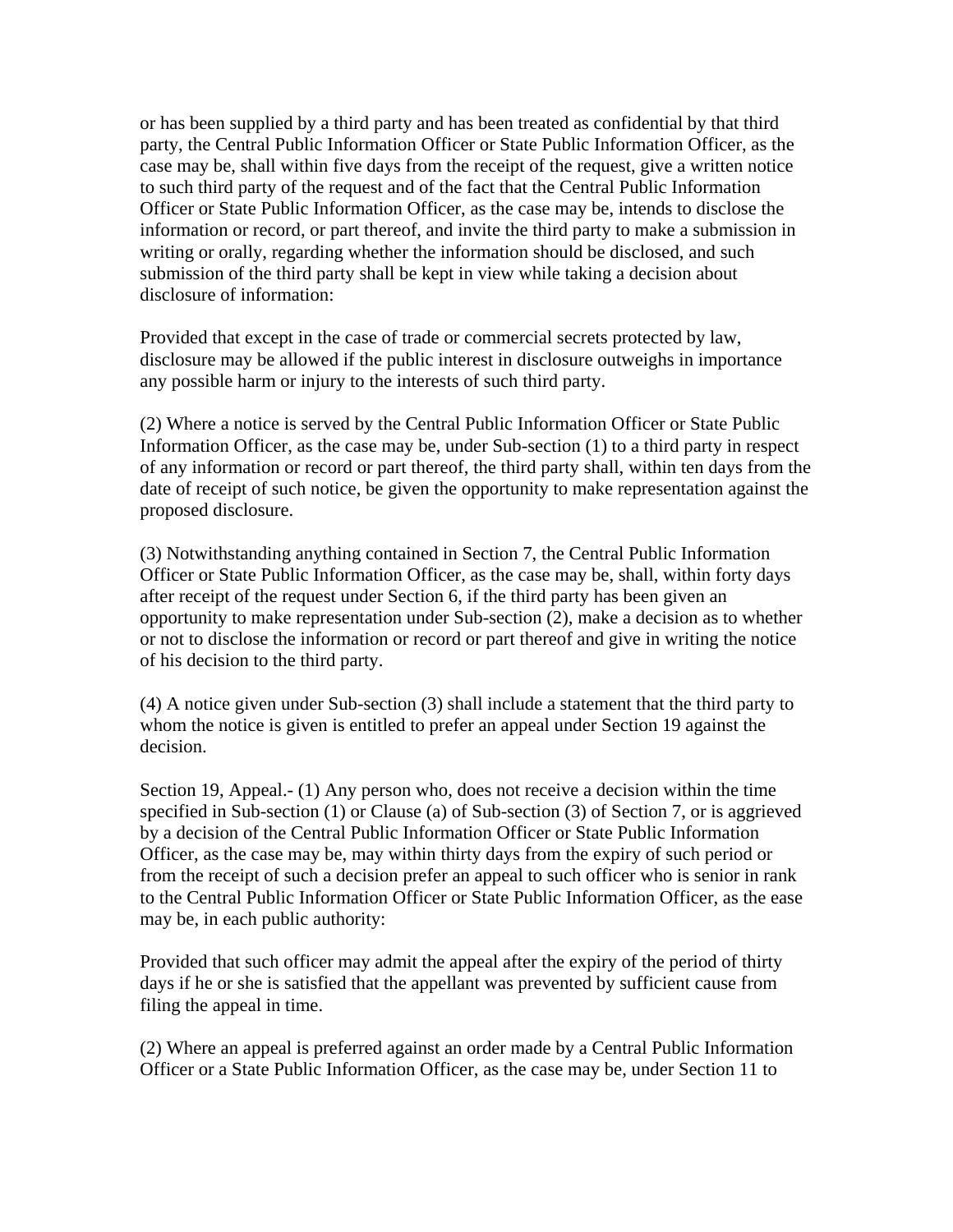or has been supplied by a third party and has been treated as confidential by that third party, the Central Public Information Officer or State Public Information Officer, as the case may be, shall within five days from the receipt of the request, give a written notice to such third party of the request and of the fact that the Central Public Information Officer or State Public Information Officer, as the case may be, intends to disclose the information or record, or part thereof, and invite the third party to make a submission in writing or orally, regarding whether the information should be disclosed, and such submission of the third party shall be kept in view while taking a decision about disclosure of information:

Provided that except in the case of trade or commercial secrets protected by law, disclosure may be allowed if the public interest in disclosure outweighs in importance any possible harm or injury to the interests of such third party.

(2) Where a notice is served by the Central Public Information Officer or State Public Information Officer, as the case may be, under Sub-section (1) to a third party in respect of any information or record or part thereof, the third party shall, within ten days from the date of receipt of such notice, be given the opportunity to make representation against the proposed disclosure.

(3) Notwithstanding anything contained in Section 7, the Central Public Information Officer or State Public Information Officer, as the case may be, shall, within forty days after receipt of the request under Section 6, if the third party has been given an opportunity to make representation under Sub-section (2), make a decision as to whether or not to disclose the information or record or part thereof and give in writing the notice of his decision to the third party.

(4) A notice given under Sub-section (3) shall include a statement that the third party to whom the notice is given is entitled to prefer an appeal under Section 19 against the decision.

Section 19, Appeal.- (1) Any person who, does not receive a decision within the time specified in Sub-section (1) or Clause (a) of Sub-section (3) of Section 7, or is aggrieved by a decision of the Central Public Information Officer or State Public Information Officer, as the case may be, may within thirty days from the expiry of such period or from the receipt of such a decision prefer an appeal to such officer who is senior in rank to the Central Public Information Officer or State Public Information Officer, as the ease may be, in each public authority:

Provided that such officer may admit the appeal after the expiry of the period of thirty days if he or she is satisfied that the appellant was prevented by sufficient cause from filing the appeal in time.

(2) Where an appeal is preferred against an order made by a Central Public Information Officer or a State Public Information Officer, as the case may be, under Section 11 to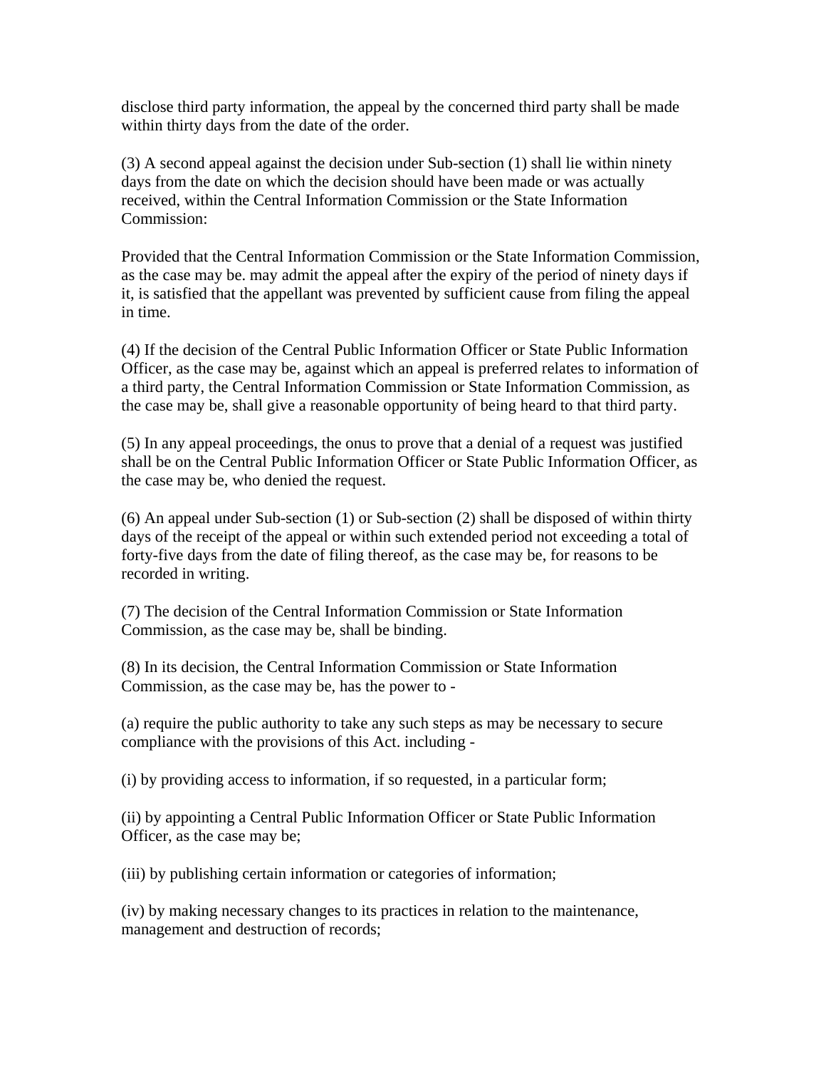disclose third party information, the appeal by the concerned third party shall be made within thirty days from the date of the order.

(3) A second appeal against the decision under Sub-section (1) shall lie within ninety days from the date on which the decision should have been made or was actually received, within the Central Information Commission or the State Information Commission:

Provided that the Central Information Commission or the State Information Commission, as the case may be. may admit the appeal after the expiry of the period of ninety days if it, is satisfied that the appellant was prevented by sufficient cause from filing the appeal in time.

(4) If the decision of the Central Public Information Officer or State Public Information Officer, as the case may be, against which an appeal is preferred relates to information of a third party, the Central Information Commission or State Information Commission, as the case may be, shall give a reasonable opportunity of being heard to that third party.

(5) In any appeal proceedings, the onus to prove that a denial of a request was justified shall be on the Central Public Information Officer or State Public Information Officer, as the case may be, who denied the request.

(6) An appeal under Sub-section (1) or Sub-section (2) shall be disposed of within thirty days of the receipt of the appeal or within such extended period not exceeding a total of forty-five days from the date of filing thereof, as the case may be, for reasons to be recorded in writing.

(7) The decision of the Central Information Commission or State Information Commission, as the case may be, shall be binding.

(8) In its decision, the Central Information Commission or State Information Commission, as the case may be, has the power to -

(a) require the public authority to take any such steps as may be necessary to secure compliance with the provisions of this Act. including -

(i) by providing access to information, if so requested, in a particular form;

(ii) by appointing a Central Public Information Officer or State Public Information Officer, as the case may be;

(iii) by publishing certain information or categories of information;

(iv) by making necessary changes to its practices in relation to the maintenance, management and destruction of records;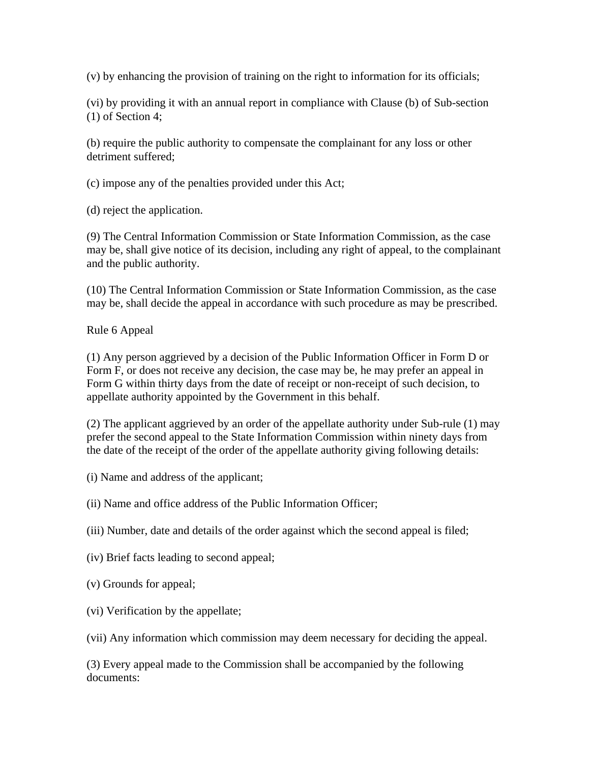(v) by enhancing the provision of training on the right to information for its officials;

(vi) by providing it with an annual report in compliance with Clause (b) of Sub-section (1) of Section 4;

(b) require the public authority to compensate the complainant for any loss or other detriment suffered;

(c) impose any of the penalties provided under this Act;

(d) reject the application.

(9) The Central Information Commission or State Information Commission, as the case may be, shall give notice of its decision, including any right of appeal, to the complainant and the public authority.

(10) The Central Information Commission or State Information Commission, as the case may be, shall decide the appeal in accordance with such procedure as may be prescribed.

Rule 6 Appeal

(1) Any person aggrieved by a decision of the Public Information Officer in Form D or Form F, or does not receive any decision, the case may be, he may prefer an appeal in Form G within thirty days from the date of receipt or non-receipt of such decision, to appellate authority appointed by the Government in this behalf.

(2) The applicant aggrieved by an order of the appellate authority under Sub-rule (1) may prefer the second appeal to the State Information Commission within ninety days from the date of the receipt of the order of the appellate authority giving following details:

(i) Name and address of the applicant;

(ii) Name and office address of the Public Information Officer;

(iii) Number, date and details of the order against which the second appeal is filed;

(iv) Brief facts leading to second appeal;

(v) Grounds for appeal;

(vi) Verification by the appellate;

(vii) Any information which commission may deem necessary for deciding the appeal.

(3) Every appeal made to the Commission shall be accompanied by the following documents: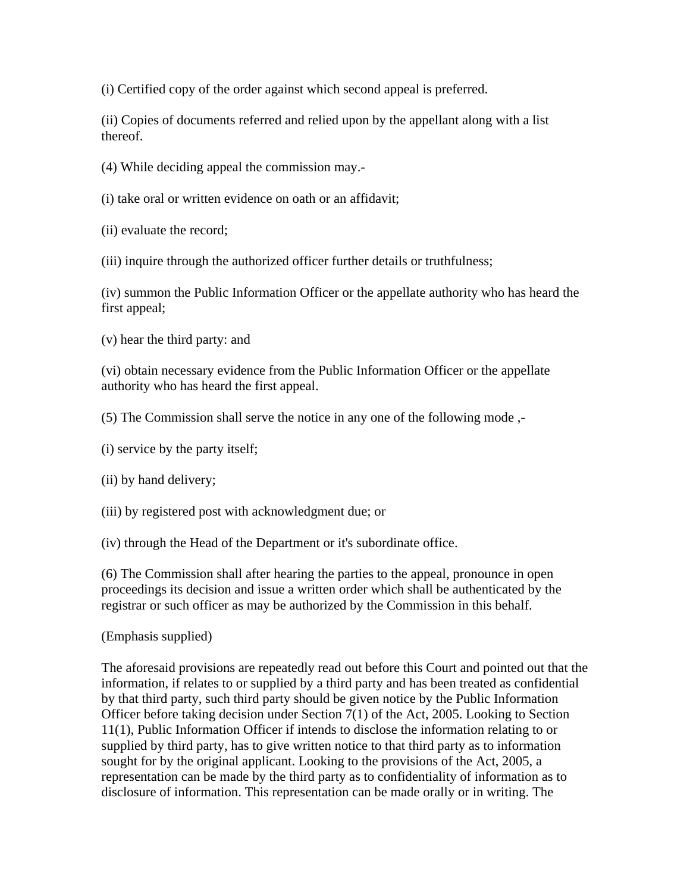(i) Certified copy of the order against which second appeal is preferred.

(ii) Copies of documents referred and relied upon by the appellant along with a list thereof.

(4) While deciding appeal the commission may.-

(i) take oral or written evidence on oath or an affidavit;

(ii) evaluate the record;

(iii) inquire through the authorized officer further details or truthfulness;

(iv) summon the Public Information Officer or the appellate authority who has heard the first appeal;

(v) hear the third party: and

(vi) obtain necessary evidence from the Public Information Officer or the appellate authority who has heard the first appeal.

(5) The Commission shall serve the notice in any one of the following mode ,-

(i) service by the party itself;

(ii) by hand delivery;

(iii) by registered post with acknowledgment due; or

(iv) through the Head of the Department or it's subordinate office.

(6) The Commission shall after hearing the parties to the appeal, pronounce in open proceedings its decision and issue a written order which shall be authenticated by the registrar or such officer as may be authorized by the Commission in this behalf.

(Emphasis supplied)

The aforesaid provisions are repeatedly read out before this Court and pointed out that the information, if relates to or supplied by a third party and has been treated as confidential by that third party, such third party should be given notice by the Public Information Officer before taking decision under Section 7(1) of the Act, 2005. Looking to Section 11(1), Public Information Officer if intends to disclose the information relating to or supplied by third party, has to give written notice to that third party as to information sought for by the original applicant. Looking to the provisions of the Act, 2005, a representation can be made by the third party as to confidentiality of information as to disclosure of information. This representation can be made orally or in writing. The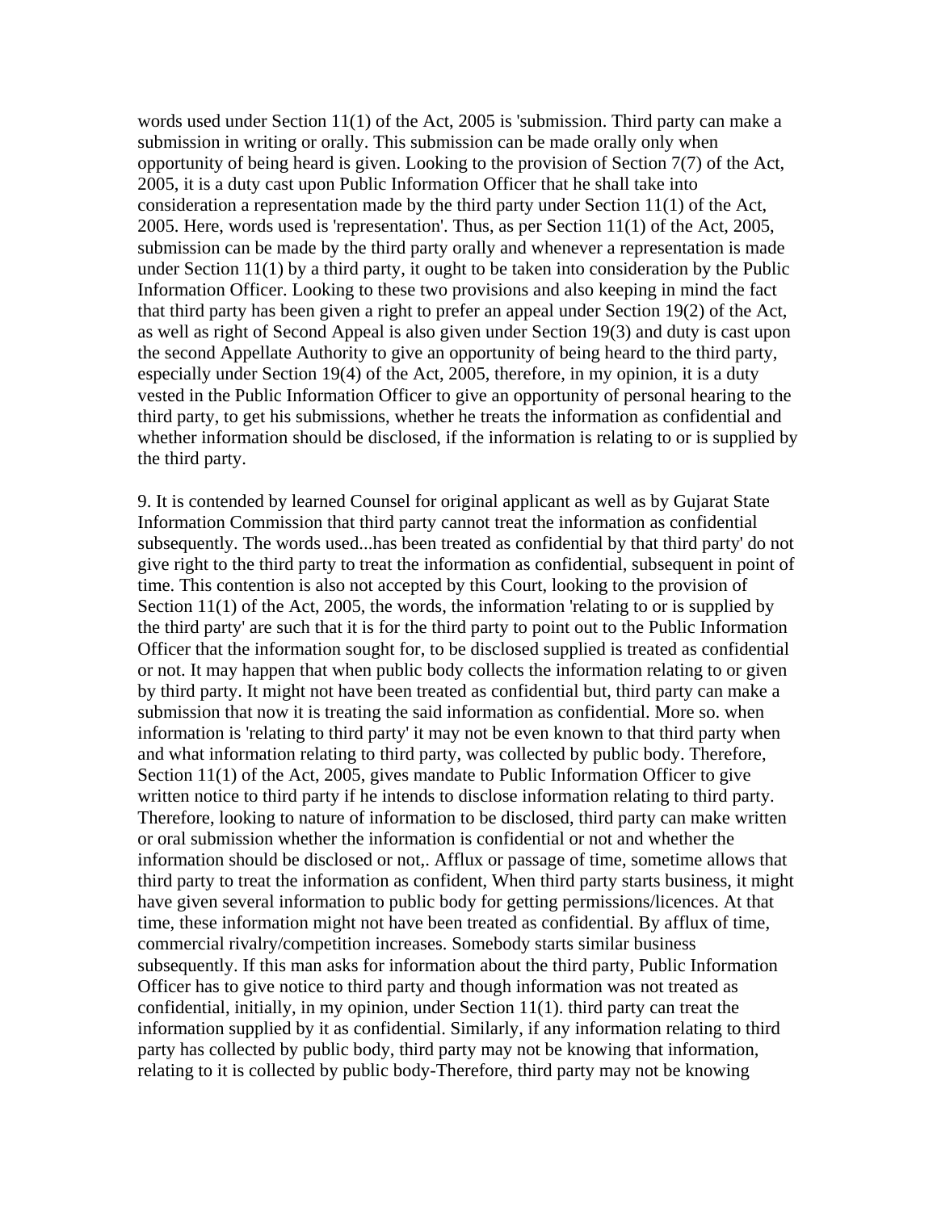words used under Section 11(1) of the Act, 2005 is 'submission. Third party can make a submission in writing or orally. This submission can be made orally only when opportunity of being heard is given. Looking to the provision of Section 7(7) of the Act, 2005, it is a duty cast upon Public Information Officer that he shall take into consideration a representation made by the third party under Section 11(1) of the Act, 2005. Here, words used is 'representation'. Thus, as per Section 11(1) of the Act, 2005, submission can be made by the third party orally and whenever a representation is made under Section 11(1) by a third party, it ought to be taken into consideration by the Public Information Officer. Looking to these two provisions and also keeping in mind the fact that third party has been given a right to prefer an appeal under Section 19(2) of the Act, as well as right of Second Appeal is also given under Section 19(3) and duty is cast upon the second Appellate Authority to give an opportunity of being heard to the third party, especially under Section 19(4) of the Act, 2005, therefore, in my opinion, it is a duty vested in the Public Information Officer to give an opportunity of personal hearing to the third party, to get his submissions, whether he treats the information as confidential and whether information should be disclosed, if the information is relating to or is supplied by the third party.

9. It is contended by learned Counsel for original applicant as well as by Gujarat State Information Commission that third party cannot treat the information as confidential subsequently. The words used...has been treated as confidential by that third party' do not give right to the third party to treat the information as confidential, subsequent in point of time. This contention is also not accepted by this Court, looking to the provision of Section 11(1) of the Act, 2005, the words, the information 'relating to or is supplied by the third party' are such that it is for the third party to point out to the Public Information Officer that the information sought for, to be disclosed supplied is treated as confidential or not. It may happen that when public body collects the information relating to or given by third party. It might not have been treated as confidential but, third party can make a submission that now it is treating the said information as confidential. More so. when information is 'relating to third party' it may not be even known to that third party when and what information relating to third party, was collected by public body. Therefore, Section 11(1) of the Act, 2005, gives mandate to Public Information Officer to give written notice to third party if he intends to disclose information relating to third party. Therefore, looking to nature of information to be disclosed, third party can make written or oral submission whether the information is confidential or not and whether the information should be disclosed or not,. Afflux or passage of time, sometime allows that third party to treat the information as confident, When third party starts business, it might have given several information to public body for getting permissions/licences. At that time, these information might not have been treated as confidential. By afflux of time, commercial rivalry/competition increases. Somebody starts similar business subsequently. If this man asks for information about the third party, Public Information Officer has to give notice to third party and though information was not treated as confidential, initially, in my opinion, under Section 11(1). third party can treat the information supplied by it as confidential. Similarly, if any information relating to third party has collected by public body, third party may not be knowing that information, relating to it is collected by public body-Therefore, third party may not be knowing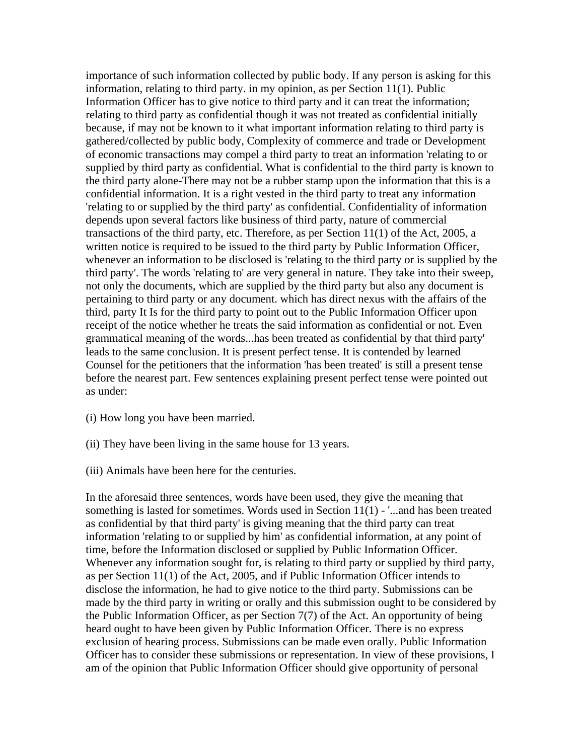importance of such information collected by public body. If any person is asking for this information, relating to third party. in my opinion, as per Section 11(1). Public Information Officer has to give notice to third party and it can treat the information; relating to third party as confidential though it was not treated as confidential initially because, if may not be known to it what important information relating to third party is gathered/collected by public body, Complexity of commerce and trade or Development of economic transactions may compel a third party to treat an information 'relating to or supplied by third party as confidential. What is confidential to the third party is known to the third party alone-There may not be a rubber stamp upon the information that this is a confidential information. It is a right vested in the third party to treat any information 'relating to or supplied by the third party' as confidential. Confidentiality of information depends upon several factors like business of third party, nature of commercial transactions of the third party, etc. Therefore, as per Section 11(1) of the Act, 2005, a written notice is required to be issued to the third party by Public Information Officer, whenever an information to be disclosed is 'relating to the third party or is supplied by the third party'. The words 'relating to' are very general in nature. They take into their sweep, not only the documents, which are supplied by the third party but also any document is pertaining to third party or any document. which has direct nexus with the affairs of the third, party It Is for the third party to point out to the Public Information Officer upon receipt of the notice whether he treats the said information as confidential or not. Even grammatical meaning of the words...has been treated as confidential by that third party' leads to the same conclusion. It is present perfect tense. It is contended by learned Counsel for the petitioners that the information 'has been treated' is still a present tense before the nearest part. Few sentences explaining present perfect tense were pointed out as under:

(i) How long you have been married.

(ii) They have been living in the same house for 13 years.

(iii) Animals have been here for the centuries.

In the aforesaid three sentences, words have been used, they give the meaning that something is lasted for sometimes. Words used in Section 11(1) - '...and has been treated as confidential by that third party' is giving meaning that the third party can treat information 'relating to or supplied by him' as confidential information, at any point of time, before the Information disclosed or supplied by Public Information Officer. Whenever any information sought for, is relating to third party or supplied by third party, as per Section 11(1) of the Act, 2005, and if Public Information Officer intends to disclose the information, he had to give notice to the third party. Submissions can be made by the third party in writing or orally and this submission ought to be considered by the Public Information Officer, as per Section 7(7) of the Act. An opportunity of being heard ought to have been given by Public Information Officer. There is no express exclusion of hearing process. Submissions can be made even orally. Public Information Officer has to consider these submissions or representation. In view of these provisions, I am of the opinion that Public Information Officer should give opportunity of personal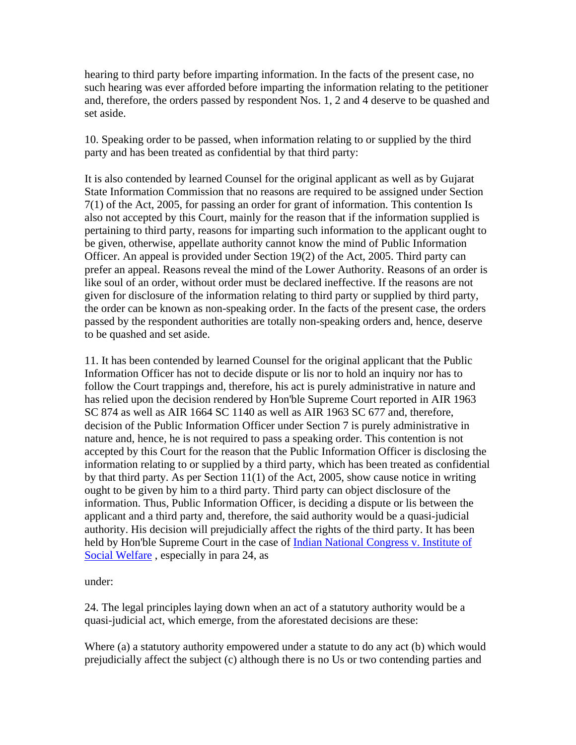hearing to third party before imparting information. In the facts of the present case, no such hearing was ever afforded before imparting the information relating to the petitioner and, therefore, the orders passed by respondent Nos. 1, 2 and 4 deserve to be quashed and set aside.

10. Speaking order to be passed, when information relating to or supplied by the third party and has been treated as confidential by that third party:

It is also contended by learned Counsel for the original applicant as well as by Gujarat State Information Commission that no reasons are required to be assigned under Section 7(1) of the Act, 2005, for passing an order for grant of information. This contention Is also not accepted by this Court, mainly for the reason that if the information supplied is pertaining to third party, reasons for imparting such information to the applicant ought to be given, otherwise, appellate authority cannot know the mind of Public Information Officer. An appeal is provided under Section 19(2) of the Act, 2005. Third party can prefer an appeal. Reasons reveal the mind of the Lower Authority. Reasons of an order is like soul of an order, without order must be declared ineffective. If the reasons are not given for disclosure of the information relating to third party or supplied by third party, the order can be known as non-speaking order. In the facts of the present case, the orders passed by the respondent authorities are totally non-speaking orders and, hence, deserve to be quashed and set aside.

11. It has been contended by learned Counsel for the original applicant that the Public Information Officer has not to decide dispute or lis nor to hold an inquiry nor has to follow the Court trappings and, therefore, his act is purely administrative in nature and has relied upon the decision rendered by Hon'ble Supreme Court reported in AIR 1963 SC 874 as well as AIR 1664 SC 1140 as well as AIR 1963 SC 677 and, therefore, decision of the Public Information Officer under Section 7 is purely administrative in nature and, hence, he is not required to pass a speaking order. This contention is not accepted by this Court for the reason that the Public Information Officer is disclosing the information relating to or supplied by a third party, which has been treated as confidential by that third party. As per Section 11(1) of the Act, 2005, show cause notice in writing ought to be given by him to a third party. Third party can object disclosure of the information. Thus, Public Information Officer, is deciding a dispute or lis between the applicant and a third party and, therefore, the said authority would be a quasi-judicial authority. His decision will prejudicially affect the rights of the third party. It has been held by Hon'ble Supreme Court in the case of Indian National Congress v. Institute of Social Welfare , especially in para 24, as

under:

24. The legal principles laying down when an act of a statutory authority would be a quasi-judicial act, which emerge, from the aforestated decisions are these:

Where (a) a statutory authority empowered under a statute to do any act (b) which would prejudicially affect the subject (c) although there is no Us or two contending parties and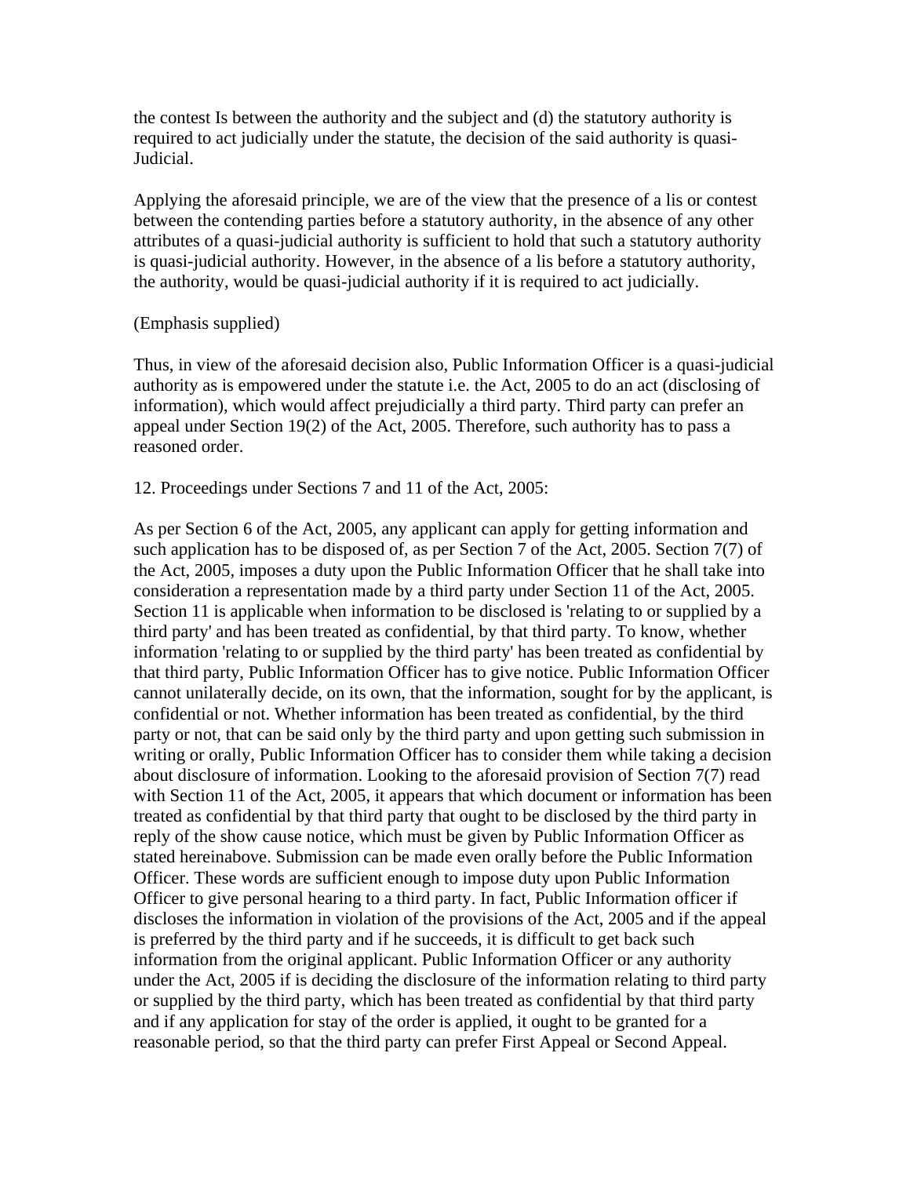the contest Is between the authority and the subject and (d) the statutory authority is required to act judicially under the statute, the decision of the said authority is quasi-Judicial.

Applying the aforesaid principle, we are of the view that the presence of a lis or contest between the contending parties before a statutory authority, in the absence of any other attributes of a quasi-judicial authority is sufficient to hold that such a statutory authority is quasi-judicial authority. However, in the absence of a lis before a statutory authority, the authority, would be quasi-judicial authority if it is required to act judicially.

(Emphasis supplied)

Thus, in view of the aforesaid decision also, Public Information Officer is a quasi-judicial authority as is empowered under the statute i.e. the Act, 2005 to do an act (disclosing of information), which would affect prejudicially a third party. Third party can prefer an appeal under Section 19(2) of the Act, 2005. Therefore, such authority has to pass a reasoned order.

12. Proceedings under Sections 7 and 11 of the Act, 2005:

As per Section 6 of the Act, 2005, any applicant can apply for getting information and such application has to be disposed of, as per Section 7 of the Act, 2005. Section 7(7) of the Act, 2005, imposes a duty upon the Public Information Officer that he shall take into consideration a representation made by a third party under Section 11 of the Act, 2005. Section 11 is applicable when information to be disclosed is 'relating to or supplied by a third party' and has been treated as confidential, by that third party. To know, whether information 'relating to or supplied by the third party' has been treated as confidential by that third party, Public Information Officer has to give notice. Public Information Officer cannot unilaterally decide, on its own, that the information, sought for by the applicant, is confidential or not. Whether information has been treated as confidential, by the third party or not, that can be said only by the third party and upon getting such submission in writing or orally, Public Information Officer has to consider them while taking a decision about disclosure of information. Looking to the aforesaid provision of Section 7(7) read with Section 11 of the Act, 2005, it appears that which document or information has been treated as confidential by that third party that ought to be disclosed by the third party in reply of the show cause notice, which must be given by Public Information Officer as stated hereinabove. Submission can be made even orally before the Public Information Officer. These words are sufficient enough to impose duty upon Public Information Officer to give personal hearing to a third party. In fact, Public Information officer if discloses the information in violation of the provisions of the Act, 2005 and if the appeal is preferred by the third party and if he succeeds, it is difficult to get back such information from the original applicant. Public Information Officer or any authority under the Act, 2005 if is deciding the disclosure of the information relating to third party or supplied by the third party, which has been treated as confidential by that third party and if any application for stay of the order is applied, it ought to be granted for a reasonable period, so that the third party can prefer First Appeal or Second Appeal.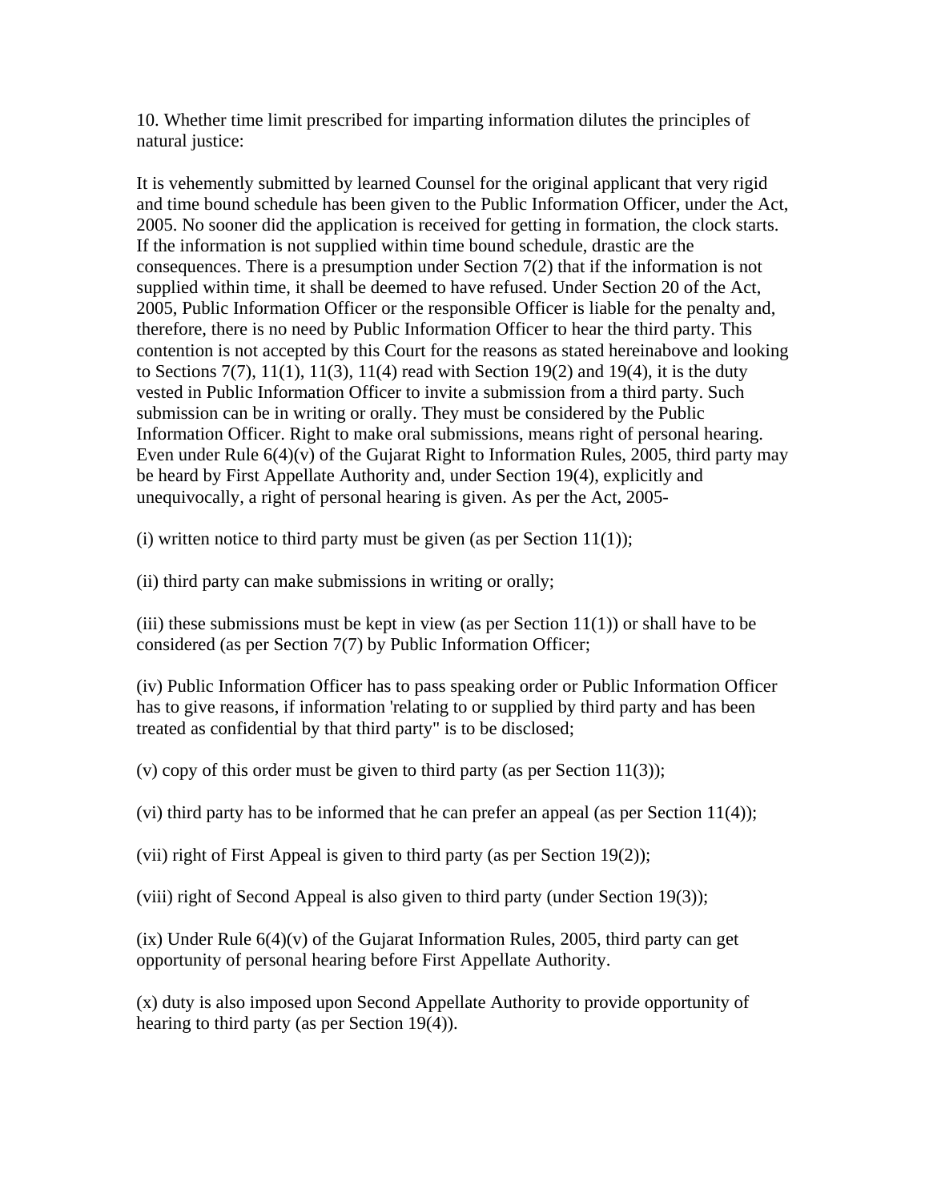10. Whether time limit prescribed for imparting information dilutes the principles of natural justice:

It is vehemently submitted by learned Counsel for the original applicant that very rigid and time bound schedule has been given to the Public Information Officer, under the Act, 2005. No sooner did the application is received for getting in formation, the clock starts. If the information is not supplied within time bound schedule, drastic are the consequences. There is a presumption under Section 7(2) that if the information is not supplied within time, it shall be deemed to have refused. Under Section 20 of the Act, 2005, Public Information Officer or the responsible Officer is liable for the penalty and, therefore, there is no need by Public Information Officer to hear the third party. This contention is not accepted by this Court for the reasons as stated hereinabove and looking to Sections 7(7), 11(1), 11(3), 11(4) read with Section 19(2) and 19(4), it is the duty vested in Public Information Officer to invite a submission from a third party. Such submission can be in writing or orally. They must be considered by the Public Information Officer. Right to make oral submissions, means right of personal hearing. Even under Rule 6(4)(v) of the Gujarat Right to Information Rules, 2005, third party may be heard by First Appellate Authority and, under Section 19(4), explicitly and unequivocally, a right of personal hearing is given. As per the Act, 2005-

(i) written notice to third party must be given (as per Section 11(1));

(ii) third party can make submissions in writing or orally;

(iii) these submissions must be kept in view (as per Section 11(1)) or shall have to be considered (as per Section 7(7) by Public Information Officer;

(iv) Public Information Officer has to pass speaking order or Public Information Officer has to give reasons, if information 'relating to or supplied by third party and has been treated as confidential by that third party" is to be disclosed;

(v) copy of this order must be given to third party (as per Section 11(3));

(vi) third party has to be informed that he can prefer an appeal (as per Section 11(4));

(vii) right of First Appeal is given to third party (as per Section 19(2));

(viii) right of Second Appeal is also given to third party (under Section 19(3));

(ix) Under Rule 6(4)(v) of the Gujarat Information Rules, 2005, third party can get opportunity of personal hearing before First Appellate Authority.

(x) duty is also imposed upon Second Appellate Authority to provide opportunity of hearing to third party (as per Section 19(4)).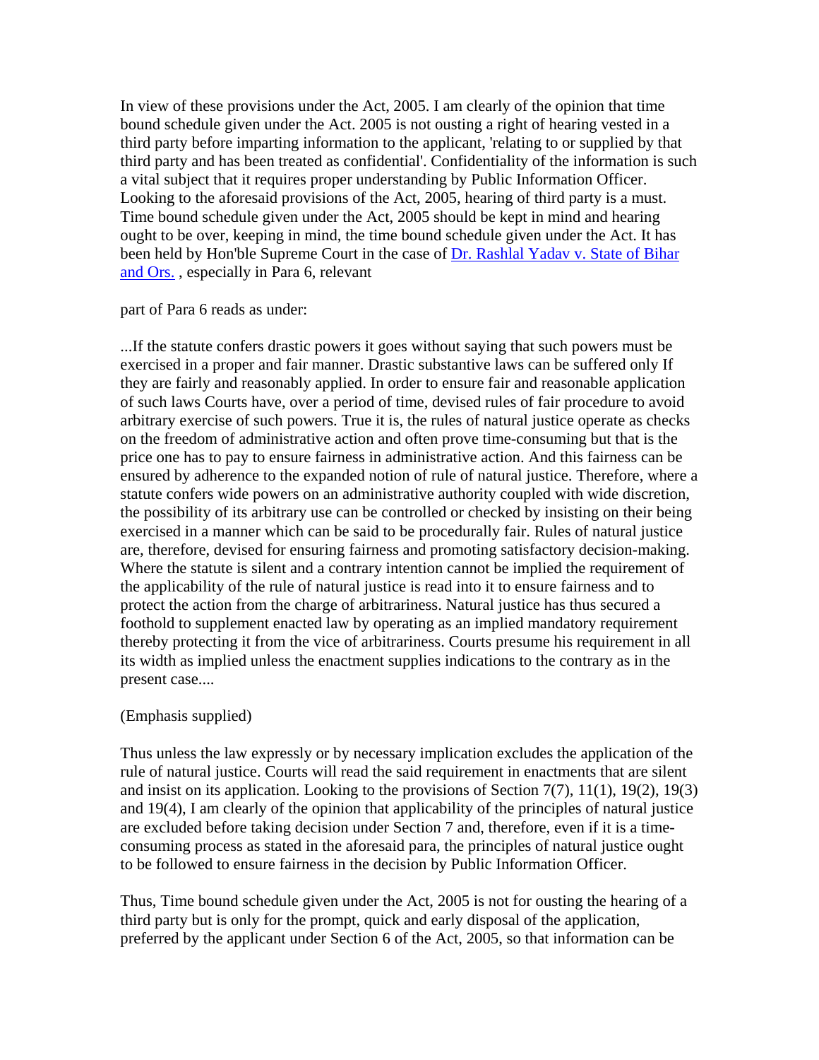In view of these provisions under the Act, 2005. I am clearly of the opinion that time bound schedule given under the Act. 2005 is not ousting a right of hearing vested in a third party before imparting information to the applicant, 'relating to or supplied by that third party and has been treated as confidential'. Confidentiality of the information is such a vital subject that it requires proper understanding by Public Information Officer. Looking to the aforesaid provisions of the Act, 2005, hearing of third party is a must. Time bound schedule given under the Act, 2005 should be kept in mind and hearing ought to be over, keeping in mind, the time bound schedule given under the Act. It has been held by Hon'ble Supreme Court in the case of [Dr. Rashlal Yadav v. State of Bihar and Ors.](#) , especially in Para 6, relevant

part of Para 6 reads as under:

...If the statute confers drastic powers it goes without saying that such powers must be exercised in a proper and fair manner. Drastic substantive laws can be suffered only If they are fairly and reasonably applied. In order to ensure fair and reasonable application of such laws Courts have, over a period of time, devised rules of fair procedure to avoid arbitrary exercise of such powers. True it is, the rules of natural justice operate as checks on the freedom of administrative action and often prove time-consuming but that is the price one has to pay to ensure fairness in administrative action. And this fairness can be ensured by adherence to the expanded notion of rule of natural justice. Therefore, where a statute confers wide powers on an administrative authority coupled with wide discretion, the possibility of its arbitrary use can be controlled or checked by insisting on their being exercised in a manner which can be said to be procedurally fair. Rules of natural justice are, therefore, devised for ensuring fairness and promoting satisfactory decision-making. Where the statute is silent and a contrary intention cannot be implied the requirement of the applicability of the rule of natural justice is read into it to ensure fairness and to protect the action from the charge of arbitrariness. Natural justice has thus secured a foothold to supplement enacted law by operating as an implied mandatory requirement thereby protecting it from the vice of arbitrariness. Courts presume his requirement in all its width as implied unless the enactment supplies indications to the contrary as in the present case....

(Emphasis supplied)

Thus unless the law expressly or by necessary implication excludes the application of the rule of natural justice. Courts will read the said requirement in enactments that are silent and insist on its application. Looking to the provisions of Section 7(7), 11(1), 19(2), 19(3) and 19(4), I am clearly of the opinion that applicability of the principles of natural justice are excluded before taking decision under Section 7 and, therefore, even if it is a time-consuming process as stated in the aforesaid para, the principles of natural justice ought to be followed to ensure fairness in the decision by Public Information Officer.

Thus, Time bound schedule given under the Act, 2005 is not for ousting the hearing of a third party but is only for the prompt, quick and early disposal of the application, preferred by the applicant under Section 6 of the Act, 2005, so that information can be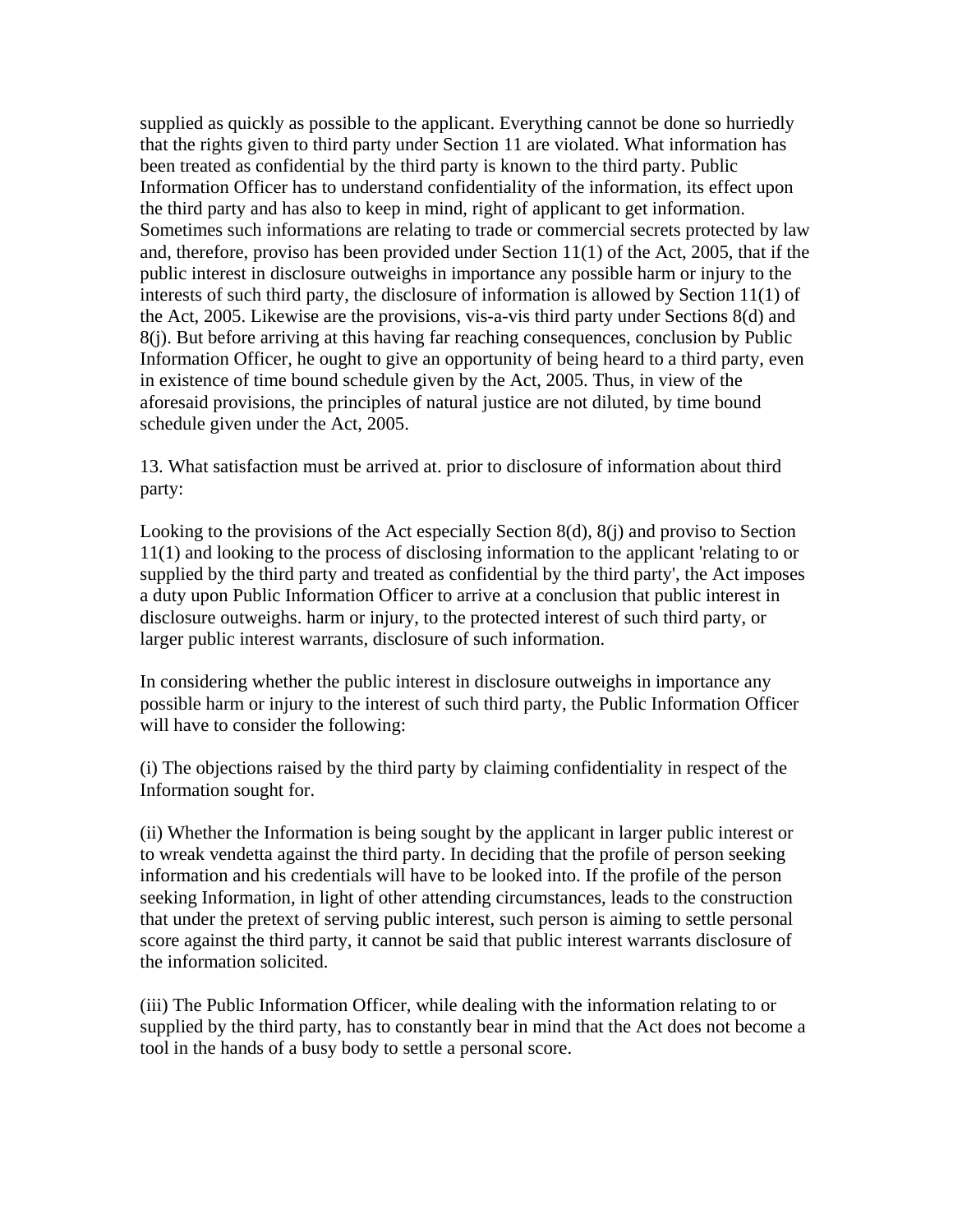supplied as quickly as possible to the applicant. Everything cannot be done so hurriedly that the rights given to third party under Section 11 are violated. What information has been treated as confidential by the third party is known to the third party. Public Information Officer has to understand confidentiality of the information, its effect upon the third party and has also to keep in mind, right of applicant to get information. Sometimes such informations are relating to trade or commercial secrets protected by law and, therefore, proviso has been provided under Section 11(1) of the Act, 2005, that if the public interest in disclosure outweighs in importance any possible harm or injury to the interests of such third party, the disclosure of information is allowed by Section 11(1) of the Act, 2005. Likewise are the provisions, vis-a-vis third party under Sections 8(d) and 8(j). But before arriving at this having far reaching consequences, conclusion by Public Information Officer, he ought to give an opportunity of being heard to a third party, even in existence of time bound schedule given by the Act, 2005. Thus, in view of the aforesaid provisions, the principles of natural justice are not diluted, by time bound schedule given under the Act, 2005.

13. What satisfaction must be arrived at. prior to disclosure of information about third party:

Looking to the provisions of the Act especially Section 8(d), 8(j) and proviso to Section 11(1) and looking to the process of disclosing information to the applicant 'relating to or supplied by the third party and treated as confidential by the third party', the Act imposes a duty upon Public Information Officer to arrive at a conclusion that public interest in disclosure outweighs. harm or injury, to the protected interest of such third party, or larger public interest warrants, disclosure of such information.

In considering whether the public interest in disclosure outweighs in importance any possible harm or injury to the interest of such third party, the Public Information Officer will have to consider the following:

(i) The objections raised by the third party by claiming confidentiality in respect of the Information sought for.

(ii) Whether the Information is being sought by the applicant in larger public interest or to wreak vendetta against the third party. In deciding that the profile of person seeking information and his credentials will have to be looked into. If the profile of the person seeking Information, in light of other attending circumstances, leads to the construction that under the pretext of serving public interest, such person is aiming to settle personal score against the third party, it cannot be said that public interest warrants disclosure of the information solicited.

(iii) The Public Information Officer, while dealing with the information relating to or supplied by the third party, has to constantly bear in mind that the Act does not become a tool in the hands of a busy body to settle a personal score.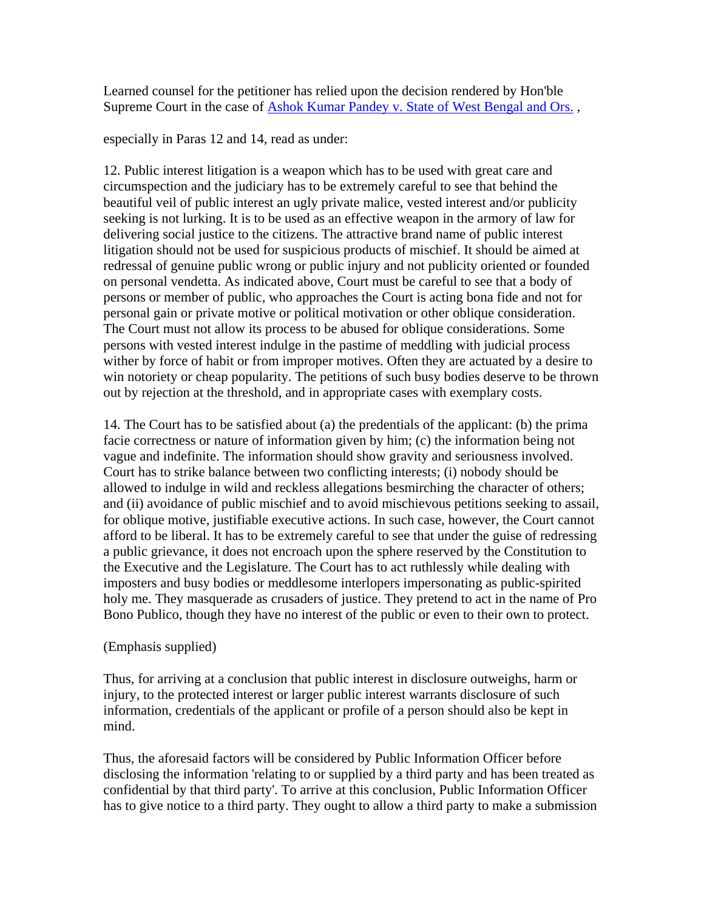Learned counsel for the petitioner has relied upon the decision rendered by Hon'ble Supreme Court in the case of [Ashok Kumar Pandey v. State of West Bengal and Ors.](#) ,

especially in Paras 12 and 14, read as under:

12. Public interest litigation is a weapon which has to be used with great care and circumspection and the judiciary has to be extremely careful to see that behind the beautiful veil of public interest an ugly private malice, vested interest and/or publicity seeking is not lurking. It is to be used as an effective weapon in the armory of law for delivering social justice to the citizens. The attractive brand name of public interest litigation should not be used for suspicious products of mischief. It should be aimed at redressal of genuine public wrong or public injury and not publicity oriented or founded on personal vendetta. As indicated above, Court must be careful to see that a body of persons or member of public, who approaches the Court is acting bona fide and not for personal gain or private motive or political motivation or other oblique consideration. The Court must not allow its process to be abused for oblique considerations. Some persons with vested interest indulge in the pastime of meddling with judicial process wither by force of habit or from improper motives. Often they are actuated by a desire to win notoriety or cheap popularity. The petitions of such busy bodies deserve to be thrown out by rejection at the threshold, and in appropriate cases with exemplary costs.

14. The Court has to be satisfied about (a) the predentials of the applicant: (b) the prima facie correctness or nature of information given by him; (c) the information being not vague and indefinite. The information should show gravity and seriousness involved. Court has to strike balance between two conflicting interests; (i) nobody should be allowed to indulge in wild and reckless allegations besmirching the character of others; and (ii) avoidance of public mischief and to avoid mischievous petitions seeking to assail, for oblique motive, justifiable executive actions. In such case, however, the Court cannot afford to be liberal. It has to be extremely careful to see that under the guise of redressing a public grievance, it does not encroach upon the sphere reserved by the Constitution to the Executive and the Legislature. The Court has to act ruthlessly while dealing with imposters and busy bodies or meddlesome interlopers impersonating as public-spirited holy me. They masquerade as crusaders of justice. They pretend to act in the name of Pro Bono Publico, though they have no interest of the public or even to their own to protect.

(Emphasis supplied)

Thus, for arriving at a conclusion that public interest in disclosure outweighs, harm or injury, to the protected interest or larger public interest warrants disclosure of such information, credentials of the applicant or profile of a person should also be kept in mind.

Thus, the aforesaid factors will be considered by Public Information Officer before disclosing the information 'relating to or supplied by a third party and has been treated as confidential by that third party'. To arrive at this conclusion, Public Information Officer has to give notice to a third party. They ought to allow a third party to make a submission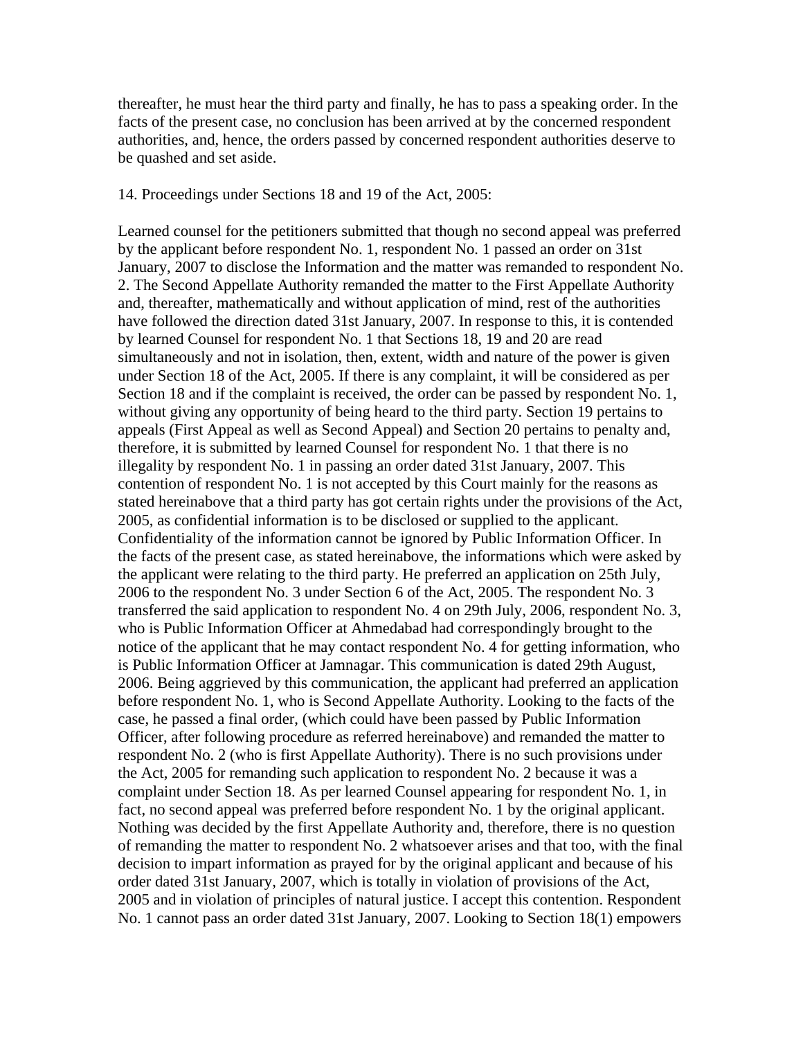thereafter, he must hear the third party and finally, he has to pass a speaking order. In the facts of the present case, no conclusion has been arrived at by the concerned respondent authorities, and, hence, the orders passed by concerned respondent authorities deserve to be quashed and set aside.

14. Proceedings under Sections 18 and 19 of the Act, 2005:

Learned counsel for the petitioners submitted that though no second appeal was preferred by the applicant before respondent No. 1, respondent No. 1 passed an order on 31st January, 2007 to disclose the Information and the matter was remanded to respondent No. 2. The Second Appellate Authority remanded the matter to the First Appellate Authority and, thereafter, mathematically and without application of mind, rest of the authorities have followed the direction dated 31st January, 2007. In response to this, it is contended by learned Counsel for respondent No. 1 that Sections 18, 19 and 20 are read simultaneously and not in isolation, then, extent, width and nature of the power is given under Section 18 of the Act, 2005. If there is any complaint, it will be considered as per Section 18 and if the complaint is received, the order can be passed by respondent No. 1, without giving any opportunity of being heard to the third party. Section 19 pertains to appeals (First Appeal as well as Second Appeal) and Section 20 pertains to penalty and, therefore, it is submitted by learned Counsel for respondent No. 1 that there is no illegality by respondent No. 1 in passing an order dated 31st January, 2007. This contention of respondent No. 1 is not accepted by this Court mainly for the reasons as stated hereinabove that a third party has got certain rights under the provisions of the Act, 2005, as confidential information is to be disclosed or supplied to the applicant. Confidentiality of the information cannot be ignored by Public Information Officer. In the facts of the present case, as stated hereinabove, the informations which were asked by the applicant were relating to the third party. He preferred an application on 25th July, 2006 to the respondent No. 3 under Section 6 of the Act, 2005. The respondent No. 3 transferred the said application to respondent No. 4 on 29th July, 2006, respondent No. 3, who is Public Information Officer at Ahmedabad had correspondingly brought to the notice of the applicant that he may contact respondent No. 4 for getting information, who is Public Information Officer at Jamnagar. This communication is dated 29th August, 2006. Being aggrieved by this communication, the applicant had preferred an application before respondent No. 1, who is Second Appellate Authority. Looking to the facts of the case, he passed a final order, (which could have been passed by Public Information Officer, after following procedure as referred hereinabove) and remanded the matter to respondent No. 2 (who is first Appellate Authority). There is no such provisions under the Act, 2005 for remanding such application to respondent No. 2 because it was a complaint under Section 18. As per learned Counsel appearing for respondent No. 1, in fact, no second appeal was preferred before respondent No. 1 by the original applicant. Nothing was decided by the first Appellate Authority and, therefore, there is no question of remanding the matter to respondent No. 2 whatsoever arises and that too, with the final decision to impart information as prayed for by the original applicant and because of his order dated 31st January, 2007, which is totally in violation of provisions of the Act, 2005 and in violation of principles of natural justice. I accept this contention. Respondent No. 1 cannot pass an order dated 31st January, 2007. Looking to Section 18(1) empowers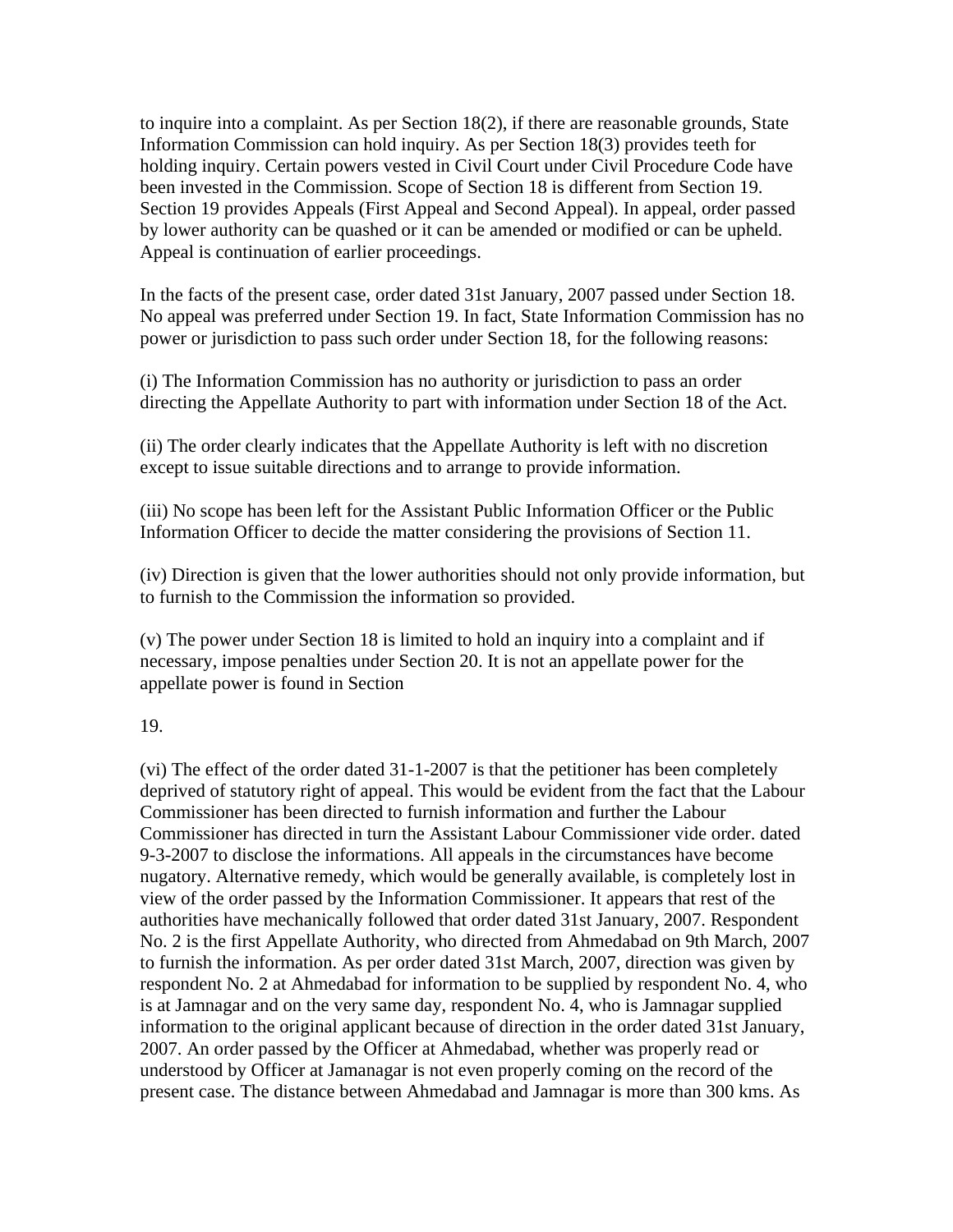to inquire into a complaint. As per Section 18(2), if there are reasonable grounds, State Information Commission can hold inquiry. As per Section 18(3) provides teeth for holding inquiry. Certain powers vested in Civil Court under Civil Procedure Code have been invested in the Commission. Scope of Section 18 is different from Section 19. Section 19 provides Appeals (First Appeal and Second Appeal). In appeal, order passed by lower authority can be quashed or it can be amended or modified or can be upheld. Appeal is continuation of earlier proceedings.

In the facts of the present case, order dated 31st January, 2007 passed under Section 18. No appeal was preferred under Section 19. In fact, State Information Commission has no power or jurisdiction to pass such order under Section 18, for the following reasons:

(i) The Information Commission has no authority or jurisdiction to pass an order directing the Appellate Authority to part with information under Section 18 of the Act.

(ii) The order clearly indicates that the Appellate Authority is left with no discretion except to issue suitable directions and to arrange to provide information.

(iii) No scope has been left for the Assistant Public Information Officer or the Public Information Officer to decide the matter considering the provisions of Section 11.

(iv) Direction is given that the lower authorities should not only provide information, but to furnish to the Commission the information so provided.

(v) The power under Section 18 is limited to hold an inquiry into a complaint and if necessary, impose penalties under Section 20. It is not an appellate power for the appellate power is found in Section

19.

(vi) The effect of the order dated 31-1-2007 is that the petitioner has been completely deprived of statutory right of appeal. This would be evident from the fact that the Labour Commissioner has been directed to furnish information and further the Labour Commissioner has directed in turn the Assistant Labour Commissioner vide order. dated 9-3-2007 to disclose the informations. All appeals in the circumstances have become nugatory. Alternative remedy, which would be generally available, is completely lost in view of the order passed by the Information Commissioner. It appears that rest of the authorities have mechanically followed that order dated 31st January, 2007. Respondent No. 2 is the first Appellate Authority, who directed from Ahmedabad on 9th March, 2007 to furnish the information. As per order dated 31st March, 2007, direction was given by respondent No. 2 at Ahmedabad for information to be supplied by respondent No. 4, who is at Jamnagar and on the very same day, respondent No. 4, who is Jamnagar supplied information to the original applicant because of direction in the order dated 31st January, 2007. An order passed by the Officer at Ahmedabad, whether was properly read or understood by Officer at Jamanagar is not even properly coming on the record of the present case. The distance between Ahmedabad and Jamnagar is more than 300 kms. As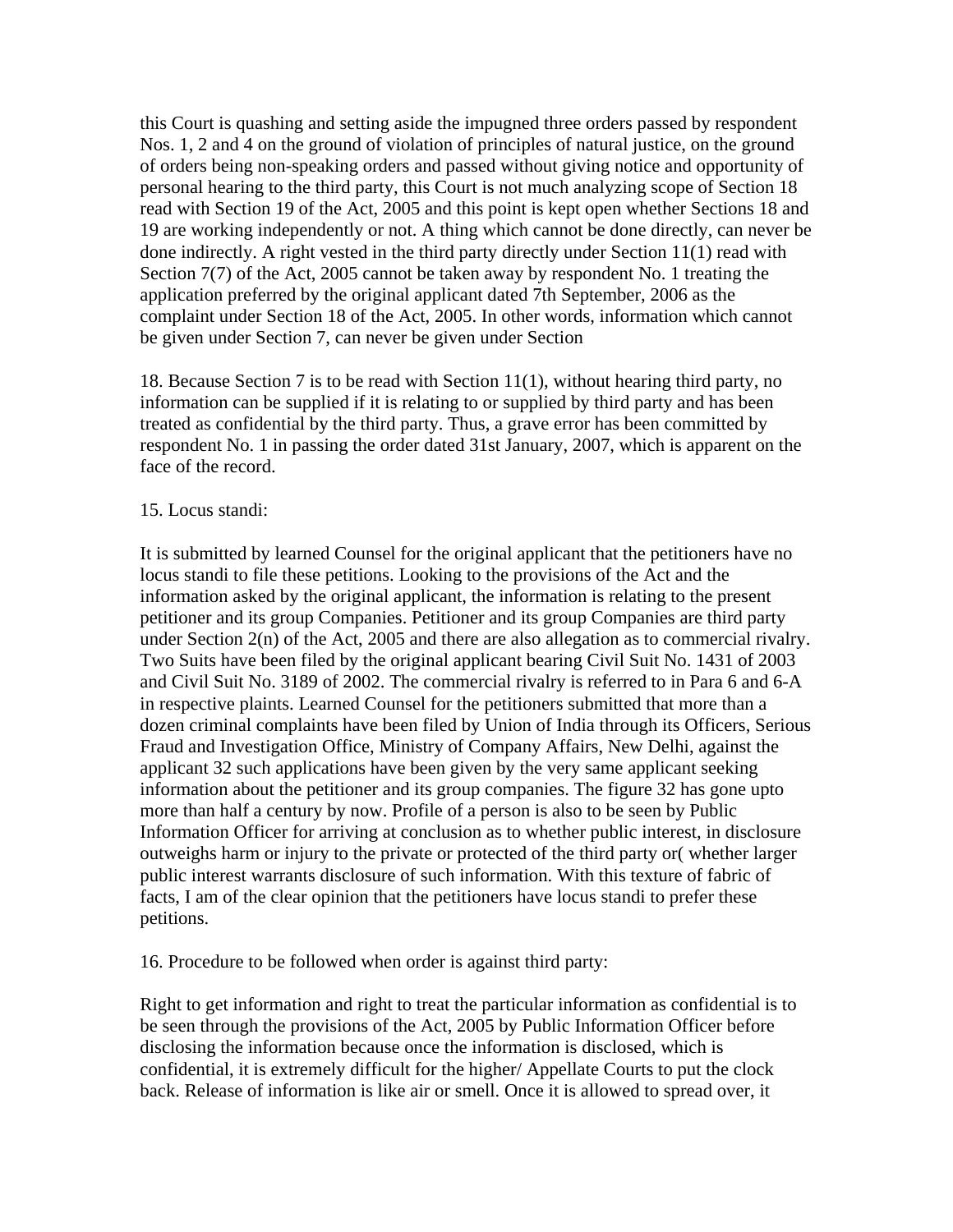this Court is quashing and setting aside the impugned three orders passed by respondent Nos. 1, 2 and 4 on the ground of violation of principles of natural justice, on the ground of orders being non-speaking orders and passed without giving notice and opportunity of personal hearing to the third party, this Court is not much analyzing scope of Section 18 read with Section 19 of the Act, 2005 and this point is kept open whether Sections 18 and 19 are working independently or not. A thing which cannot be done directly, can never be done indirectly. A right vested in the third party directly under Section 11(1) read with Section 7(7) of the Act, 2005 cannot be taken away by respondent No. 1 treating the application preferred by the original applicant dated 7th September, 2006 as the complaint under Section 18 of the Act, 2005. In other words, information which cannot be given under Section 7, can never be given under Section

18. Because Section 7 is to be read with Section 11(1), without hearing third party, no information can be supplied if it is relating to or supplied by third party and has been treated as confidential by the third party. Thus, a grave error has been committed by respondent No. 1 in passing the order dated 31st January, 2007, which is apparent on the face of the record.

15. Locus standi:

It is submitted by learned Counsel for the original applicant that the petitioners have no locus standi to file these petitions. Looking to the provisions of the Act and the information asked by the original applicant, the information is relating to the present petitioner and its group Companies. Petitioner and its group Companies are third party under Section 2(n) of the Act, 2005 and there are also allegation as to commercial rivalry. Two Suits have been filed by the original applicant bearing Civil Suit No. 1431 of 2003 and Civil Suit No. 3189 of 2002. The commercial rivalry is referred to in Para 6 and 6-A in respective plaints. Learned Counsel for the petitioners submitted that more than a dozen criminal complaints have been filed by Union of India through its Officers, Serious Fraud and Investigation Office, Ministry of Company Affairs, New Delhi, against the applicant 32 such applications have been given by the very same applicant seeking information about the petitioner and its group companies. The figure 32 has gone upto more than half a century by now. Profile of a person is also to be seen by Public Information Officer for arriving at conclusion as to whether public interest, in disclosure outweighs harm or injury to the private or protected of the third party or( whether larger public interest warrants disclosure of such information. With this texture of fabric of facts, I am of the clear opinion that the petitioners have locus standi to prefer these petitions.

16. Procedure to be followed when order is against third party:

Right to get information and right to treat the particular information as confidential is to be seen through the provisions of the Act, 2005 by Public Information Officer before disclosing the information because once the information is disclosed, which is confidential, it is extremely difficult for the higher/ Appellate Courts to put the clock back. Release of information is like air or smell. Once it is allowed to spread over, it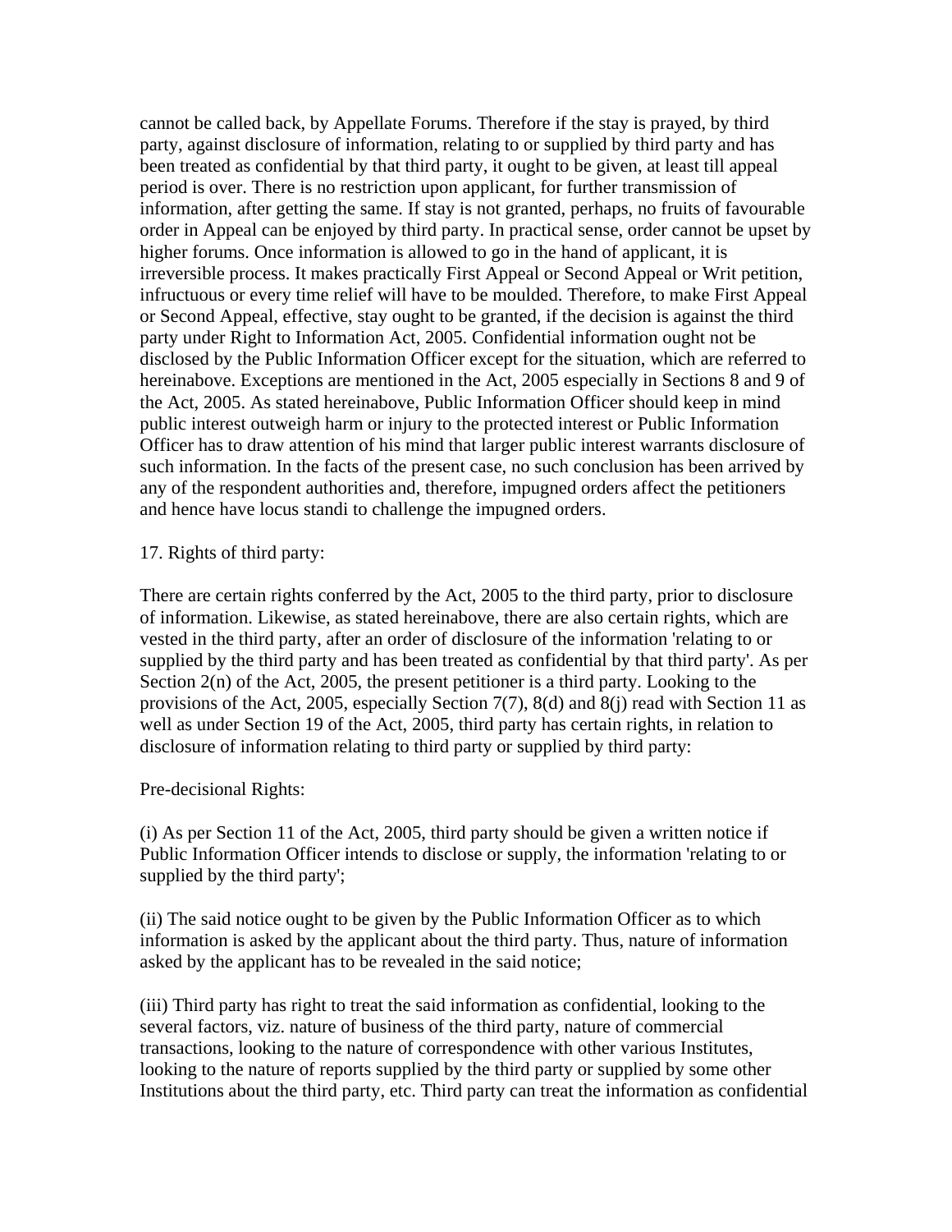cannot be called back, by Appellate Forums. Therefore if the stay is prayed, by third party, against disclosure of information, relating to or supplied by third party and has been treated as confidential by that third party, it ought to be given, at least till appeal period is over. There is no restriction upon applicant, for further transmission of information, after getting the same. If stay is not granted, perhaps, no fruits of favourable order in Appeal can be enjoyed by third party. In practical sense, order cannot be upset by higher forums. Once information is allowed to go in the hand of applicant, it is irreversible process. It makes practically First Appeal or Second Appeal or Writ petition, infructuous or every time relief will have to be moulded. Therefore, to make First Appeal or Second Appeal, effective, stay ought to be granted, if the decision is against the third party under Right to Information Act, 2005. Confidential information ought not be disclosed by the Public Information Officer except for the situation, which are referred to hereinabove. Exceptions are mentioned in the Act, 2005 especially in Sections 8 and 9 of the Act, 2005. As stated hereinabove, Public Information Officer should keep in mind public interest outweigh harm or injury to the protected interest or Public Information Officer has to draw attention of his mind that larger public interest warrants disclosure of such information. In the facts of the present case, no such conclusion has been arrived by any of the respondent authorities and, therefore, impugned orders affect the petitioners and hence have locus standi to challenge the impugned orders.

17. Rights of third party:

There are certain rights conferred by the Act, 2005 to the third party, prior to disclosure of information. Likewise, as stated hereinabove, there are also certain rights, which are vested in the third party, after an order of disclosure of the information 'relating to or supplied by the third party and has been treated as confidential by that third party'. As per Section 2(n) of the Act, 2005, the present petitioner is a third party. Looking to the provisions of the Act, 2005, especially Section 7(7), 8(d) and 8(j) read with Section 11 as well as under Section 19 of the Act, 2005, third party has certain rights, in relation to disclosure of information relating to third party or supplied by third party:

Pre-decisional Rights:

(i) As per Section 11 of the Act, 2005, third party should be given a written notice if Public Information Officer intends to disclose or supply, the information 'relating to or supplied by the third party';

(ii) The said notice ought to be given by the Public Information Officer as to which information is asked by the applicant about the third party. Thus, nature of information asked by the applicant has to be revealed in the said notice;

(iii) Third party has right to treat the said information as confidential, looking to the several factors, viz. nature of business of the third party, nature of commercial transactions, looking to the nature of correspondence with other various Institutes, looking to the nature of reports supplied by the third party or supplied by some other Institutions about the third party, etc. Third party can treat the information as confidential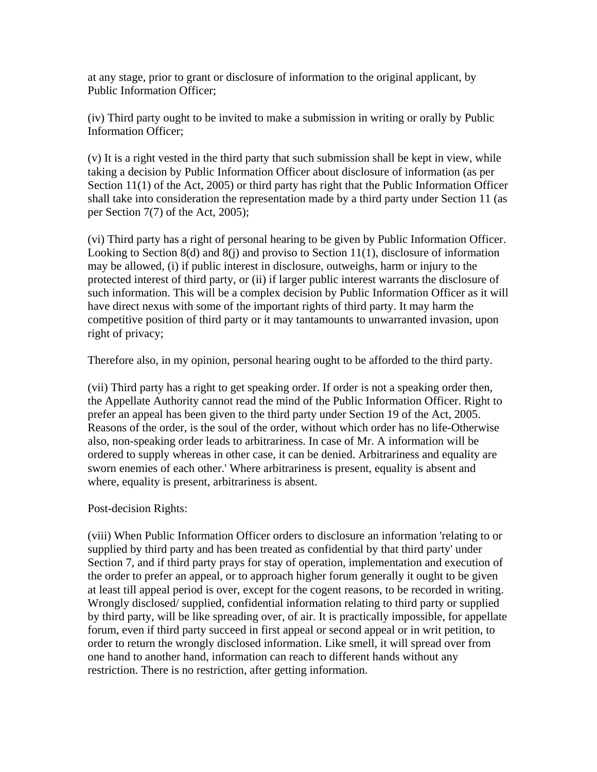at any stage, prior to grant or disclosure of information to the original applicant, by Public Information Officer;

(iv) Third party ought to be invited to make a submission in writing or orally by Public Information Officer;

(v) It is a right vested in the third party that such submission shall be kept in view, while taking a decision by Public Information Officer about disclosure of information (as per Section 11(1) of the Act, 2005) or third party has right that the Public Information Officer shall take into consideration the representation made by a third party under Section 11 (as per Section 7(7) of the Act, 2005);

(vi) Third party has a right of personal hearing to be given by Public Information Officer. Looking to Section 8(d) and 8(j) and proviso to Section 11(1), disclosure of information may be allowed, (i) if public interest in disclosure, outweighs, harm or injury to the protected interest of third party, or (ii) if larger public interest warrants the disclosure of such information. This will be a complex decision by Public Information Officer as it will have direct nexus with some of the important rights of third party. It may harm the competitive position of third party or it may tantamounts to unwarranted invasion, upon right of privacy;

Therefore also, in my opinion, personal hearing ought to be afforded to the third party.

(vii) Third party has a right to get speaking order. If order is not a speaking order then, the Appellate Authority cannot read the mind of the Public Information Officer. Right to prefer an appeal has been given to the third party under Section 19 of the Act, 2005. Reasons of the order, is the soul of the order, without which order has no life-Otherwise also, non-speaking order leads to arbitrariness. In case of Mr. A information will be ordered to supply whereas in other case, it can be denied. Arbitrariness and equality are sworn enemies of each other.' Where arbitrariness is present, equality is absent and where, equality is present, arbitrariness is absent.

Post-decision Rights:

(viii) When Public Information Officer orders to disclosure an information 'relating to or supplied by third party and has been treated as confidential by that third party' under Section 7, and if third party prays for stay of operation, implementation and execution of the order to prefer an appeal, or to approach higher forum generally it ought to be given at least till appeal period is over, except for the cogent reasons, to be recorded in writing. Wrongly disclosed/ supplied, confidential information relating to third party or supplied by third party, will be like spreading over, of air. It is practically impossible, for appellate forum, even if third party succeed in first appeal or second appeal or in writ petition, to order to return the wrongly disclosed information. Like smell, it will spread over from one hand to another hand, information can reach to different hands without any restriction. There is no restriction, after getting information.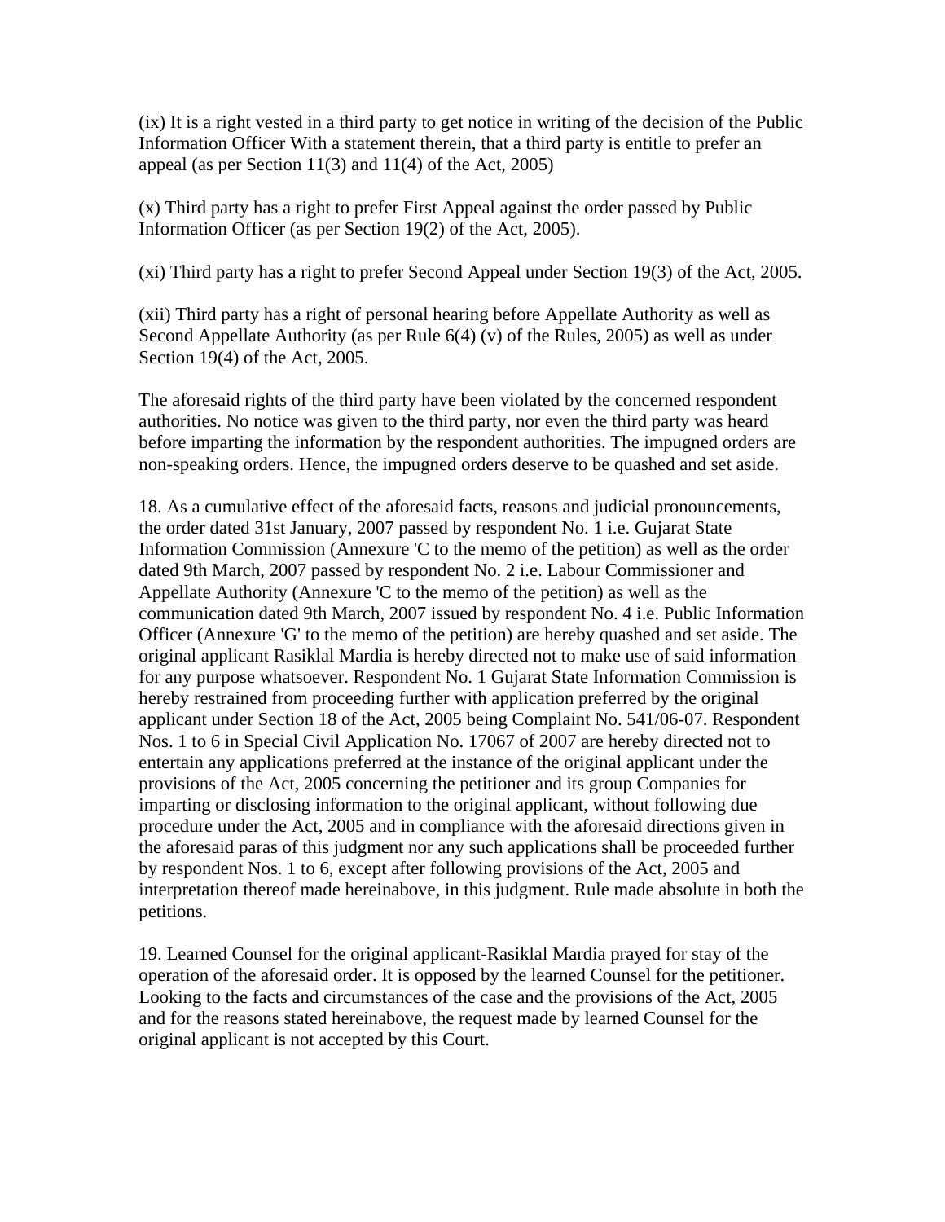(ix) It is a right vested in a third party to get notice in writing of the decision of the Public Information Officer With a statement therein, that a third party is entitle to prefer an appeal (as per Section 11(3) and 11(4) of the Act, 2005)

(x) Third party has a right to prefer First Appeal against the order passed by Public Information Officer (as per Section 19(2) of the Act, 2005).

(xi) Third party has a right to prefer Second Appeal under Section 19(3) of the Act, 2005.

(xii) Third party has a right of personal hearing before Appellate Authority as well as Second Appellate Authority (as per Rule 6(4) (v) of the Rules, 2005) as well as under Section 19(4) of the Act, 2005.

The aforesaid rights of the third party have been violated by the concerned respondent authorities. No notice was given to the third party, nor even the third party was heard before imparting the information by the respondent authorities. The impugned orders are non-speaking orders. Hence, the impugned orders deserve to be quashed and set aside.

18. As a cumulative effect of the aforesaid facts, reasons and judicial pronouncements, the order dated 31st January, 2007 passed by respondent No. 1 i.e. Gujarat State Information Commission (Annexure 'C to the memo of the petition) as well as the order dated 9th March, 2007 passed by respondent No. 2 i.e. Labour Commissioner and Appellate Authority (Annexure 'C to the memo of the petition) as well as the communication dated 9th March, 2007 issued by respondent No. 4 i.e. Public Information Officer (Annexure 'G' to the memo of the petition) are hereby quashed and set aside. The original applicant Rasiklal Mardia is hereby directed not to make use of said information for any purpose whatsoever. Respondent No. 1 Gujarat State Information Commission is hereby restrained from proceeding further with application preferred by the original applicant under Section 18 of the Act, 2005 being Complaint No. 541/06-07. Respondent Nos. 1 to 6 in Special Civil Application No. 17067 of 2007 are hereby directed not to entertain any applications preferred at the instance of the original applicant under the provisions of the Act, 2005 concerning the petitioner and its group Companies for imparting or disclosing information to the original applicant, without following due procedure under the Act, 2005 and in compliance with the aforesaid directions given in the aforesaid paras of this judgment nor any such applications shall be proceeded further by respondent Nos. 1 to 6, except after following provisions of the Act, 2005 and interpretation thereof made hereinabove, in this judgment. Rule made absolute in both the petitions.

19. Learned Counsel for the original applicant-Rasiklal Mardia prayed for stay of the operation of the aforesaid order. It is opposed by the learned Counsel for the petitioner. Looking to the facts and circumstances of the case and the provisions of the Act, 2005 and for the reasons stated hereinabove, the request made by learned Counsel for the original applicant is not accepted by this Court.